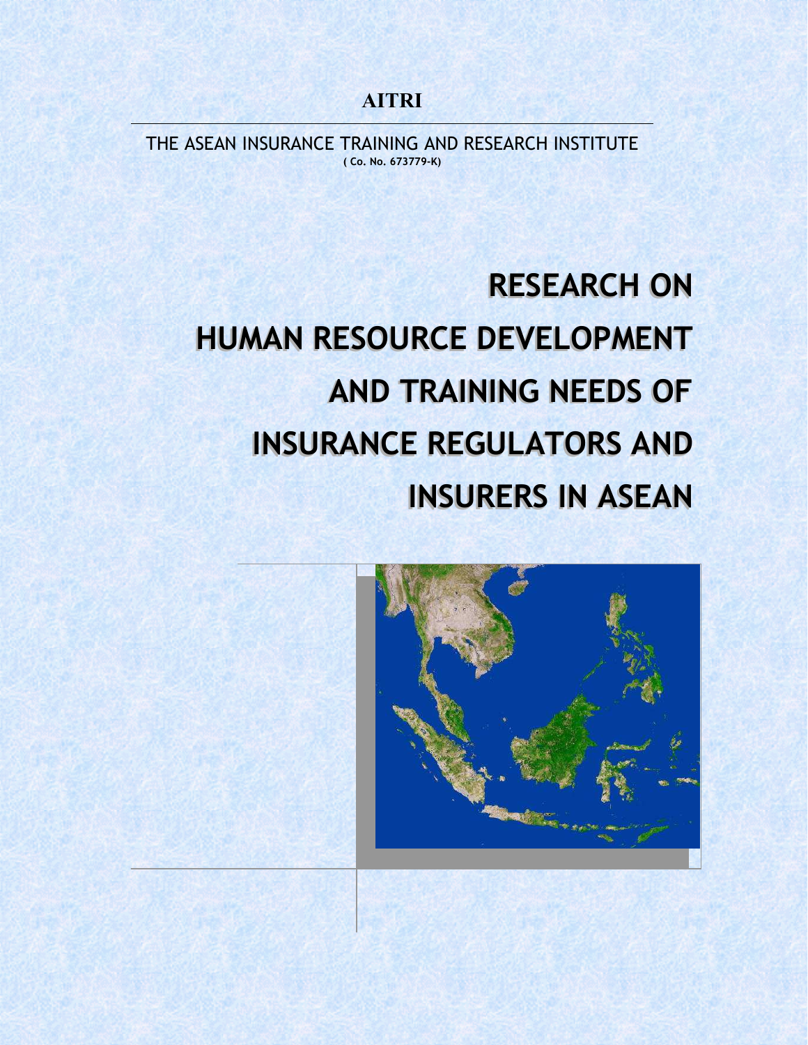**AITRI**

THE ASEAN INSURANCE TRAINING AND RESEARCH INSTITUTE
**( Co. No. 673779-K)**

# RESEARCH ON HUMAN RESOURCE DEVELOPMENT AND TRAINING NEEDS OF INSURANCE REGULATORS AND INSURERS IN ASEAN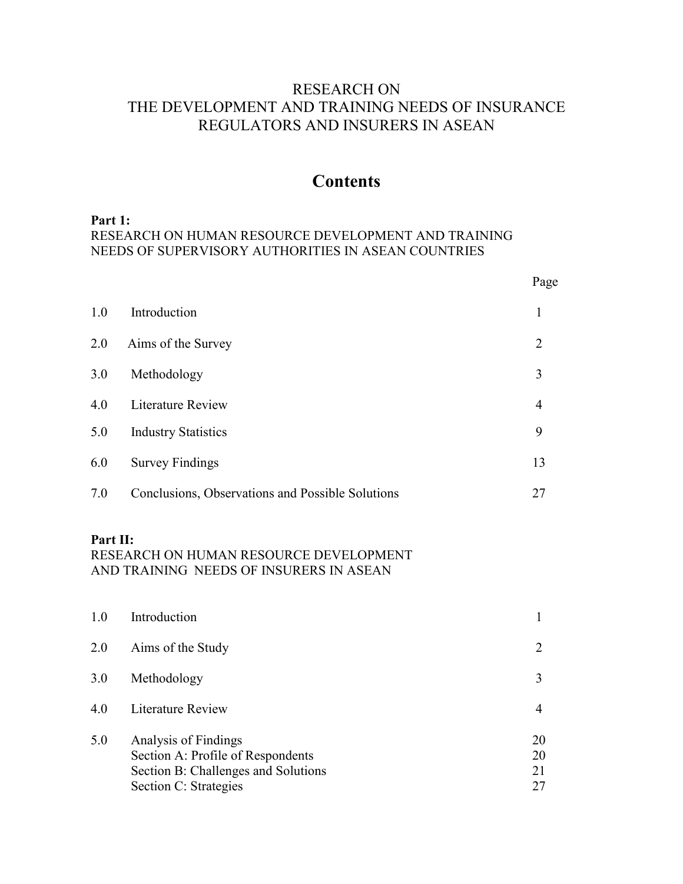# RESEARCH ON THE DEVELOPMENT AND TRAINING NEEDS OF INSURANCE REGULATORS AND INSURERS IN ASEAN

## Contents

**Part 1:**
RESEARCH ON HUMAN RESOURCE DEVELOPMENT AND TRAINING NEEDS OF SUPERVISORY AUTHORITIES IN ASEAN COUNTRIES

| | | Page |
|---|---|---|
| 1.0 | Introduction | 1 |
| 2.0 | Aims of the Survey | 2 |
| 3.0 | Methodology | 3 |
| 4.0 | Literature Review | 4 |
| 5.0 | Industry Statistics | 9 |
| 6.0 | Survey Findings | 13 |
| 7.0 | Conclusions, Observations and Possible Solutions | 27 |

**Part II:**
RESEARCH ON HUMAN RESOURCE DEVELOPMENT AND TRAINING NEEDS OF INSURERS IN ASEAN

| | | |
|---|---|---|
| 1.0 | Introduction | 1 |
| 2.0 | Aims of the Study | 2 |
| 3.0 | Methodology | 3 |
| 4.0 | Literature Review | 4 |
| 5.0 | Analysis of Findings | 20 |
| | Section A: Profile of Respondents | 20 |
| | Section B: Challenges and Solutions | 21 |
| | Section C: Strategies | 27 |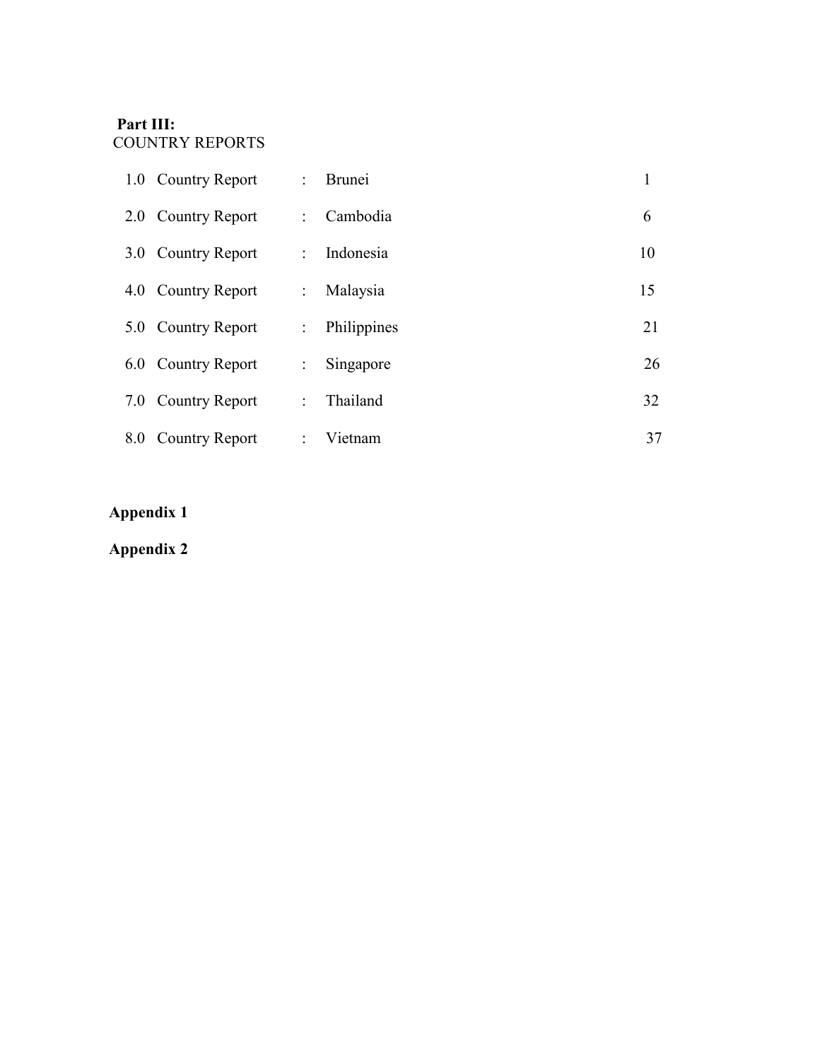**Part III:**
COUNTRY REPORTS

| | | | | |
|---|---|---|---|---|
| 1.0 | Country Report | : | Brunei | 1 |
| 2.0 | Country Report | : | Cambodia | 6 |
| 3.0 | Country Report | : | Indonesia | 10 |
| 4.0 | Country Report | : | Malaysia | 15 |
| 5.0 | Country Report | : | Philippines | 21 |
| 6.0 | Country Report | : | Singapore | 26 |
| 7.0 | Country Report | : | Thailand | 32 |
| 8.0 | Country Report | : | Vietnam | 37 |

**Appendix 1**

**Appendix 2**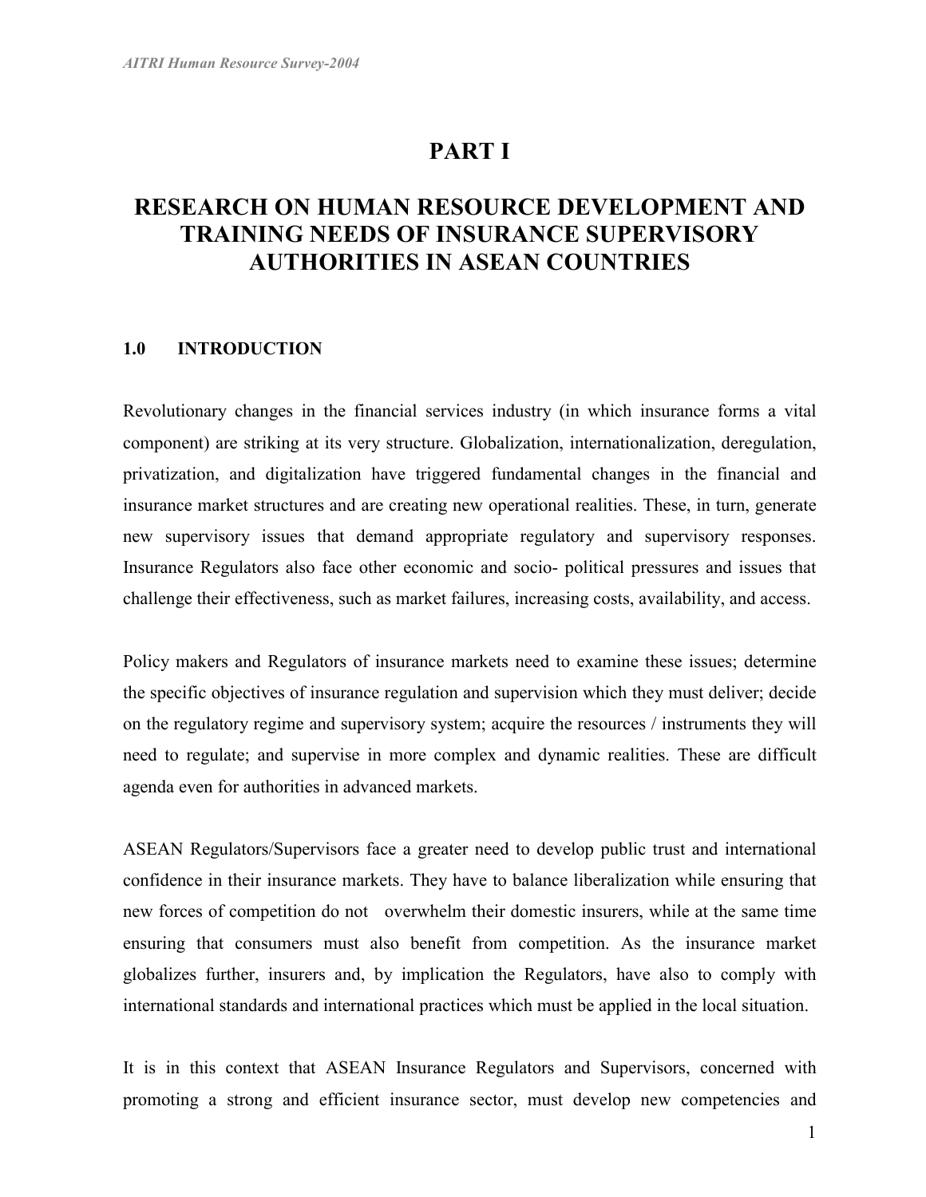# PART I

# RESEARCH ON HUMAN RESOURCE DEVELOPMENT AND TRAINING NEEDS OF INSURANCE SUPERVISORY AUTHORITIES IN ASEAN COUNTRIES

## 1.0 INTRODUCTION

Revolutionary changes in the financial services industry (in which insurance forms a vital component) are striking at its very structure. Globalization, internationalization, deregulation, privatization, and digitalization have triggered fundamental changes in the financial and insurance market structures and are creating new operational realities. These, in turn, generate new supervisory issues that demand appropriate regulatory and supervisory responses. Insurance Regulators also face other economic and socio- political pressures and issues that challenge their effectiveness, such as market failures, increasing costs, availability, and access.

Policy makers and Regulators of insurance markets need to examine these issues; determine the specific objectives of insurance regulation and supervision which they must deliver; decide on the regulatory regime and supervisory system; acquire the resources / instruments they will need to regulate; and supervise in more complex and dynamic realities. These are difficult agenda even for authorities in advanced markets.

ASEAN Regulators/Supervisors face a greater need to develop public trust and international confidence in their insurance markets. They have to balance liberalization while ensuring that new forces of competition do not overwhelm their domestic insurers, while at the same time ensuring that consumers must also benefit from competition. As the insurance market globalizes further, insurers and, by implication the Regulators, have also to comply with international standards and international practices which must be applied in the local situation.

It is in this context that ASEAN Insurance Regulators and Supervisors, concerned with promoting a strong and efficient insurance sector, must develop new competencies and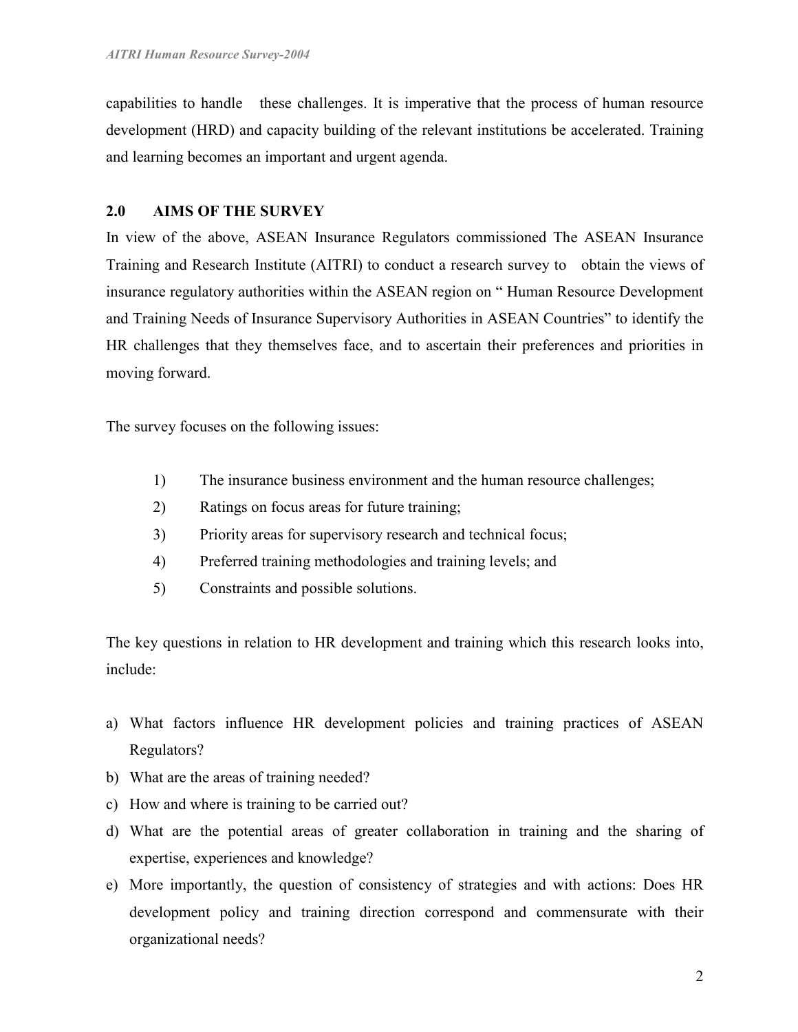capabilities to handle these challenges. It is imperative that the process of human resource development (HRD) and capacity building of the relevant institutions be accelerated. Training and learning becomes an important and urgent agenda.

## 2.0 AIMS OF THE SURVEY

In view of the above, ASEAN Insurance Regulators commissioned The ASEAN Insurance Training and Research Institute (AITRI) to conduct a research survey to obtain the views of insurance regulatory authorities within the ASEAN region on " Human Resource Development and Training Needs of Insurance Supervisory Authorities in ASEAN Countries" to identify the HR challenges that they themselves face, and to ascertain their preferences and priorities in moving forward.

The survey focuses on the following issues:

1) The insurance business environment and the human resource challenges;
2) Ratings on focus areas for future training;
3) Priority areas for supervisory research and technical focus;
4) Preferred training methodologies and training levels; and
5) Constraints and possible solutions.

The key questions in relation to HR development and training which this research looks into, include:

a) What factors influence HR development policies and training practices of ASEAN Regulators?
b) What are the areas of training needed?
c) How and where is training to be carried out?
d) What are the potential areas of greater collaboration in training and the sharing of expertise, experiences and knowledge?
e) More importantly, the question of consistency of strategies and with actions: Does HR development policy and training direction correspond and commensurate with their organizational needs?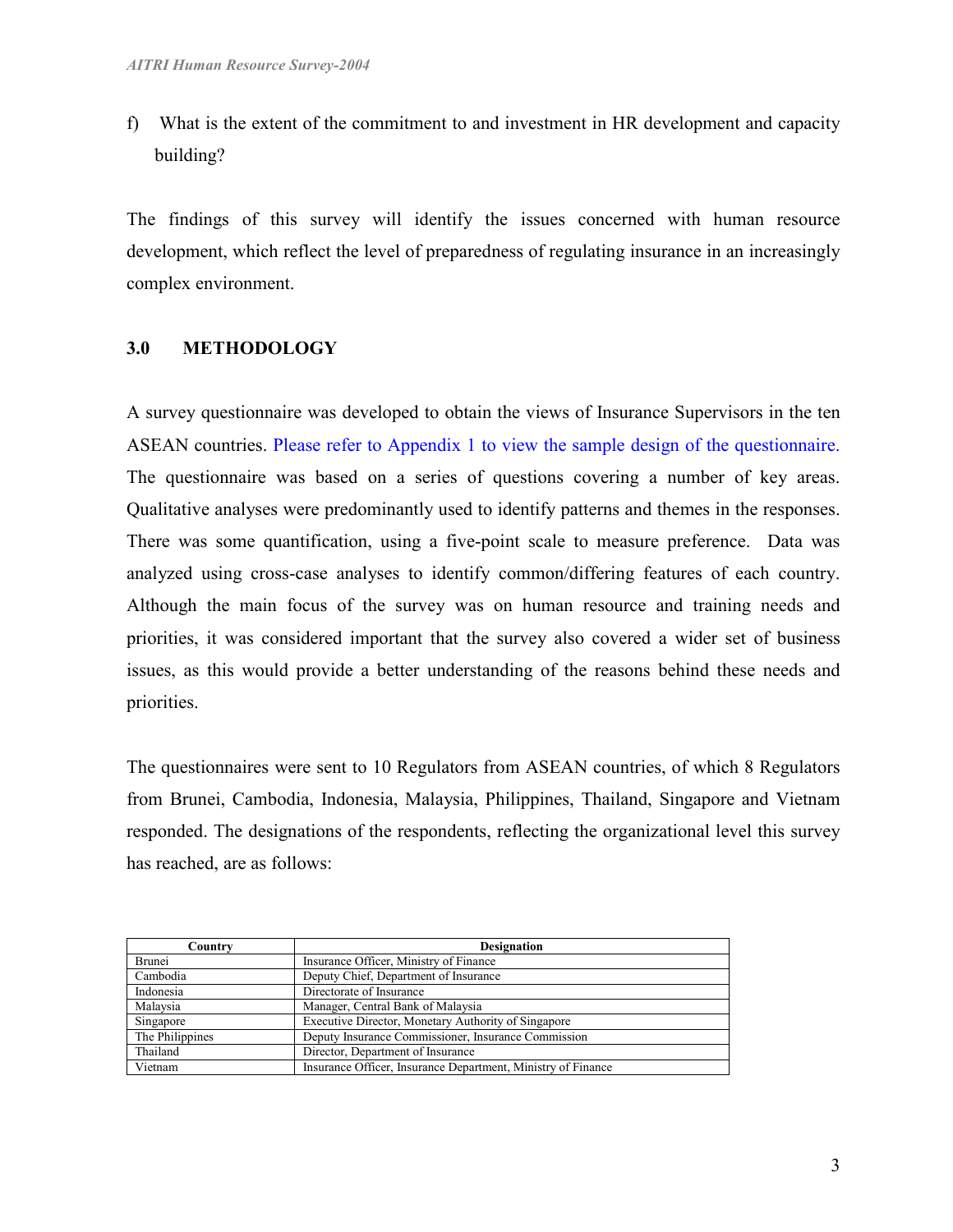f) What is the extent of the commitment to and investment in HR development and capacity building?

The findings of this survey will identify the issues concerned with human resource development, which reflect the level of preparedness of regulating insurance in an increasingly complex environment.

## 3.0 METHODOLOGY

A survey questionnaire was developed to obtain the views of Insurance Supervisors in the ten ASEAN countries. Please refer to Appendix 1 to view the sample design of the questionnaire. The questionnaire was based on a series of questions covering a number of key areas. Qualitative analyses were predominantly used to identify patterns and themes in the responses. There was some quantification, using a five-point scale to measure preference. Data was analyzed using cross-case analyses to identify common/differing features of each country. Although the main focus of the survey was on human resource and training needs and priorities, it was considered important that the survey also covered a wider set of business issues, as this would provide a better understanding of the reasons behind these needs and priorities.

The questionnaires were sent to 10 Regulators from ASEAN countries, of which 8 Regulators from Brunei, Cambodia, Indonesia, Malaysia, Philippines, Thailand, Singapore and Vietnam responded. The designations of the respondents, reflecting the organizational level this survey has reached, are as follows:

| Country | Designation |
|---|---|
| Brunei | Insurance Officer, Ministry of Finance |
| Cambodia | Deputy Chief, Department of Insurance |
| Indonesia | Directorate of Insurance |
| Malaysia | Manager, Central Bank of Malaysia |
| Singapore | Executive Director, Monetary Authority of Singapore |
| The Philippines | Deputy Insurance Commissioner, Insurance Commission |
| Thailand | Director, Department of Insurance |
| Vietnam | Insurance Officer, Insurance Department, Ministry of Finance |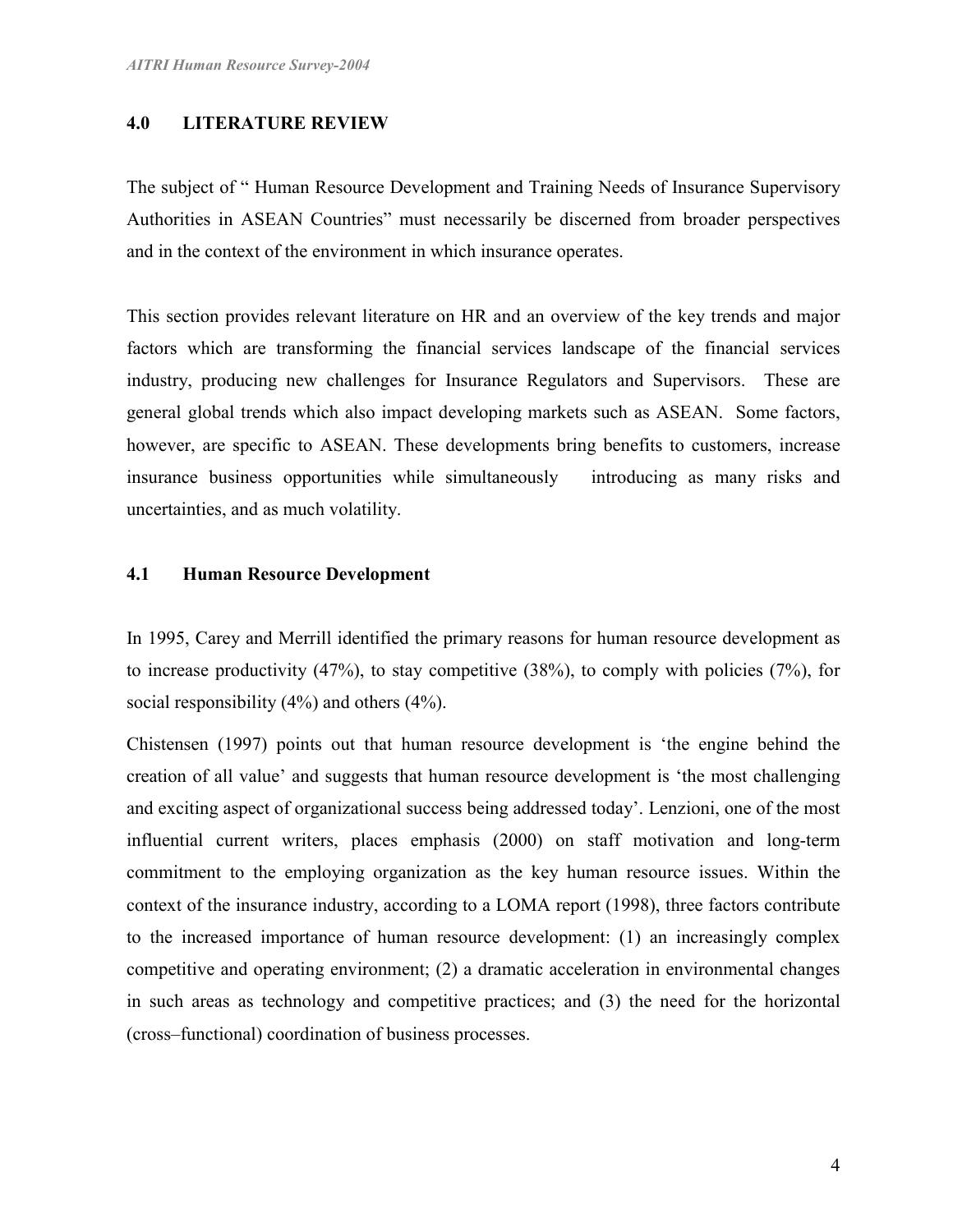## 4.0 LITERATURE REVIEW

The subject of " Human Resource Development and Training Needs of Insurance Supervisory Authorities in ASEAN Countries" must necessarily be discerned from broader perspectives and in the context of the environment in which insurance operates.

This section provides relevant literature on HR and an overview of the key trends and major factors which are transforming the financial services landscape of the financial services industry, producing new challenges for Insurance Regulators and Supervisors. These are general global trends which also impact developing markets such as ASEAN. Some factors, however, are specific to ASEAN. These developments bring benefits to customers, increase insurance business opportunities while simultaneously introducing as many risks and uncertainties, and as much volatility.

### 4.1 Human Resource Development

In 1995, Carey and Merrill identified the primary reasons for human resource development as to increase productivity (47%), to stay competitive (38%), to comply with policies (7%), for social responsibility (4%) and others (4%).

Chistensen (1997) points out that human resource development is 'the engine behind the creation of all value' and suggests that human resource development is 'the most challenging and exciting aspect of organizational success being addressed today'. Lenzioni, one of the most influential current writers, places emphasis (2000) on staff motivation and long-term commitment to the employing organization as the key human resource issues. Within the context of the insurance industry, according to a LOMA report (1998), three factors contribute to the increased importance of human resource development: (1) an increasingly complex competitive and operating environment; (2) a dramatic acceleration in environmental changes in such areas as technology and competitive practices; and (3) the need for the horizontal (cross–functional) coordination of business processes.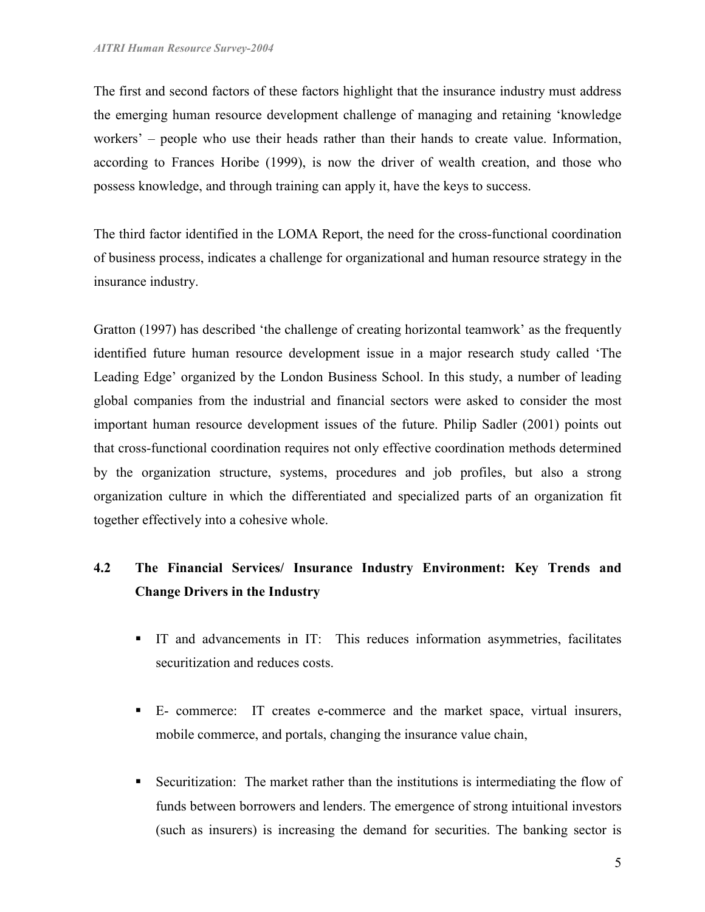The first and second factors of these factors highlight that the insurance industry must address the emerging human resource development challenge of managing and retaining 'knowledge workers' – people who use their heads rather than their hands to create value. Information, according to Frances Horibe (1999), is now the driver of wealth creation, and those who possess knowledge, and through training can apply it, have the keys to success.

The third factor identified in the LOMA Report, the need for the cross-functional coordination of business process, indicates a challenge for organizational and human resource strategy in the insurance industry.

Gratton (1997) has described 'the challenge of creating horizontal teamwork' as the frequently identified future human resource development issue in a major research study called 'The Leading Edge' organized by the London Business School. In this study, a number of leading global companies from the industrial and financial sectors were asked to consider the most important human resource development issues of the future. Philip Sadler (2001) points out that cross-functional coordination requires not only effective coordination methods determined by the organization structure, systems, procedures and job profiles, but also a strong organization culture in which the differentiated and specialized parts of an organization fit together effectively into a cohesive whole.

## 4.2 The Financial Services/ Insurance Industry Environment: Key Trends and Change Drivers in the Industry

- IT and advancements in IT: This reduces information asymmetries, facilitates securitization and reduces costs.
- E- commerce: IT creates e-commerce and the market space, virtual insurers, mobile commerce, and portals, changing the insurance value chain,
- Securitization: The market rather than the institutions is intermediating the flow of funds between borrowers and lenders. The emergence of strong intuitional investors (such as insurers) is increasing the demand for securities. The banking sector is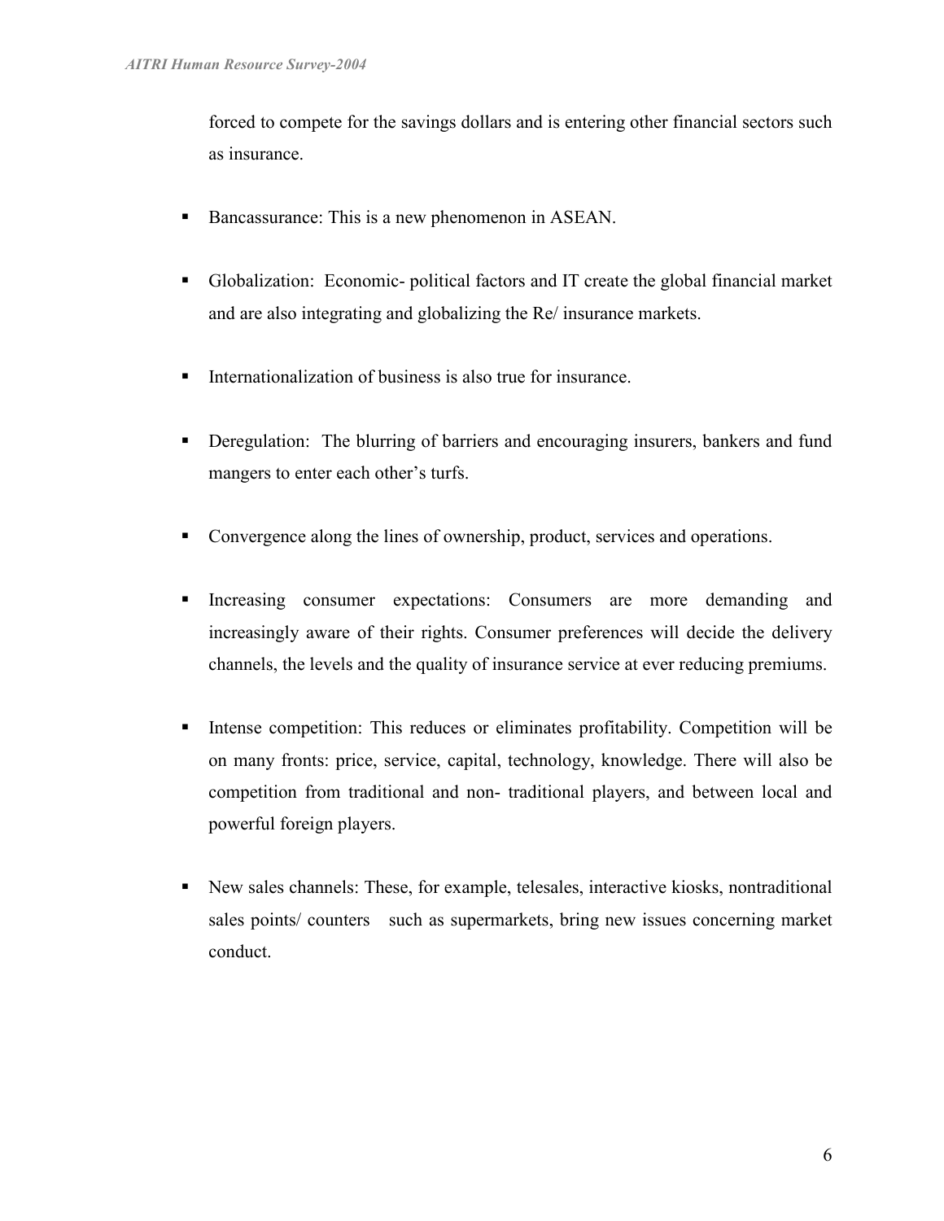forced to compete for the savings dollars and is entering other financial sectors such as insurance.

- Bancassurance: This is a new phenomenon in ASEAN.
- Globalization: Economic- political factors and IT create the global financial market and are also integrating and globalizing the Re/ insurance markets.
- Internationalization of business is also true for insurance.
- Deregulation: The blurring of barriers and encouraging insurers, bankers and fund mangers to enter each other's turfs.
- Convergence along the lines of ownership, product, services and operations.
- Increasing consumer expectations: Consumers are more demanding and increasingly aware of their rights. Consumer preferences will decide the delivery channels, the levels and the quality of insurance service at ever reducing premiums.
- Intense competition: This reduces or eliminates profitability. Competition will be on many fronts: price, service, capital, technology, knowledge. There will also be competition from traditional and non- traditional players, and between local and powerful foreign players.
- New sales channels: These, for example, telesales, interactive kiosks, nontraditional sales points/ counters such as supermarkets, bring new issues concerning market conduct.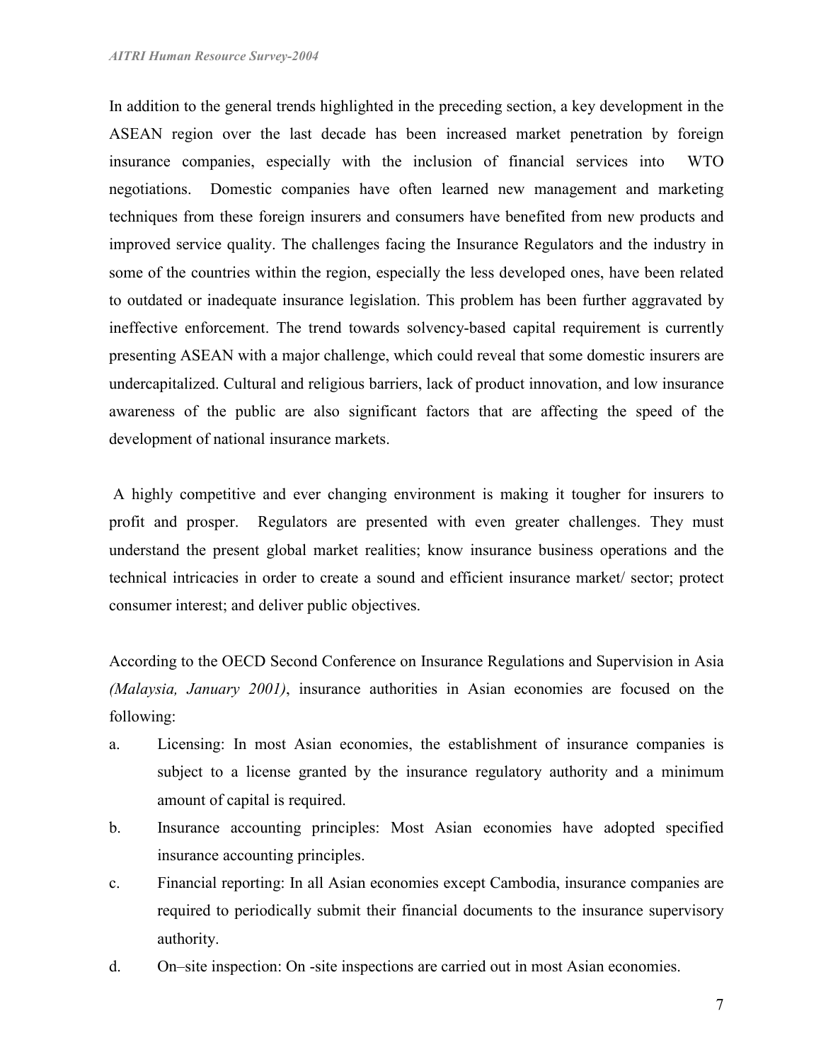In addition to the general trends highlighted in the preceding section, a key development in the ASEAN region over the last decade has been increased market penetration by foreign insurance companies, especially with the inclusion of financial services into WTO negotiations. Domestic companies have often learned new management and marketing techniques from these foreign insurers and consumers have benefited from new products and improved service quality. The challenges facing the Insurance Regulators and the industry in some of the countries within the region, especially the less developed ones, have been related to outdated or inadequate insurance legislation. This problem has been further aggravated by ineffective enforcement. The trend towards solvency-based capital requirement is currently presenting ASEAN with a major challenge, which could reveal that some domestic insurers are undercapitalized. Cultural and religious barriers, lack of product innovation, and low insurance awareness of the public are also significant factors that are affecting the speed of the development of national insurance markets.

A highly competitive and ever changing environment is making it tougher for insurers to profit and prosper. Regulators are presented with even greater challenges. They must understand the present global market realities; know insurance business operations and the technical intricacies in order to create a sound and efficient insurance market/ sector; protect consumer interest; and deliver public objectives.

According to the OECD Second Conference on Insurance Regulations and Supervision in Asia *(Malaysia, January 2001)*, insurance authorities in Asian economies are focused on the following:

a. Licensing: In most Asian economies, the establishment of insurance companies is subject to a license granted by the insurance regulatory authority and a minimum amount of capital is required.

b. Insurance accounting principles: Most Asian economies have adopted specified insurance accounting principles.

c. Financial reporting: In all Asian economies except Cambodia, insurance companies are required to periodically submit their financial documents to the insurance supervisory authority.

d. On–site inspection: On -site inspections are carried out in most Asian economies.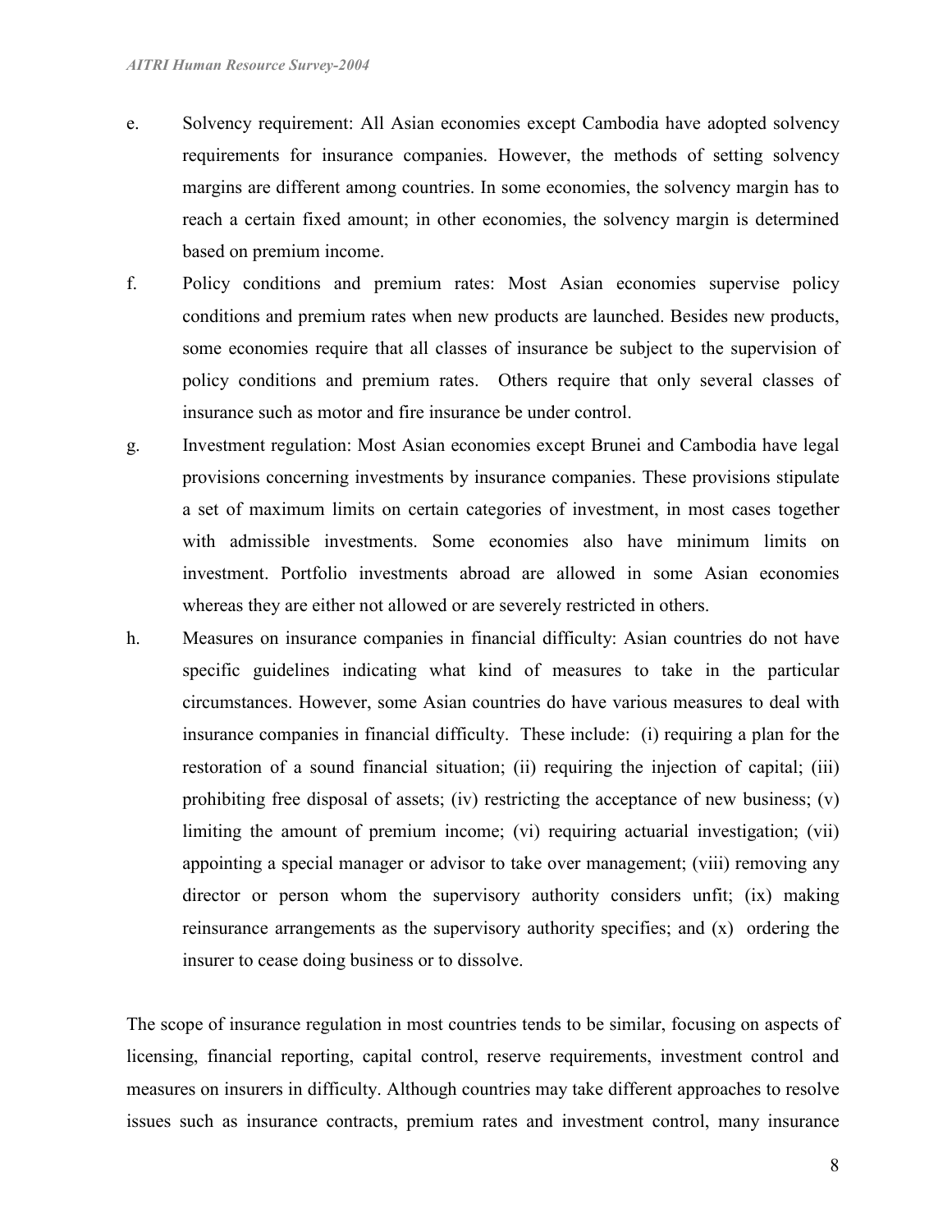e. Solvency requirement: All Asian economies except Cambodia have adopted solvency requirements for insurance companies. However, the methods of setting solvency margins are different among countries. In some economies, the solvency margin has to reach a certain fixed amount; in other economies, the solvency margin is determined based on premium income.

f. Policy conditions and premium rates: Most Asian economies supervise policy conditions and premium rates when new products are launched. Besides new products, some economies require that all classes of insurance be subject to the supervision of policy conditions and premium rates. Others require that only several classes of insurance such as motor and fire insurance be under control.

g. Investment regulation: Most Asian economies except Brunei and Cambodia have legal provisions concerning investments by insurance companies. These provisions stipulate a set of maximum limits on certain categories of investment, in most cases together with admissible investments. Some economies also have minimum limits on investment. Portfolio investments abroad are allowed in some Asian economies whereas they are either not allowed or are severely restricted in others.

h. Measures on insurance companies in financial difficulty: Asian countries do not have specific guidelines indicating what kind of measures to take in the particular circumstances. However, some Asian countries do have various measures to deal with insurance companies in financial difficulty. These include: (i) requiring a plan for the restoration of a sound financial situation; (ii) requiring the injection of capital; (iii) prohibiting free disposal of assets; (iv) restricting the acceptance of new business; (v) limiting the amount of premium income; (vi) requiring actuarial investigation; (vii) appointing a special manager or advisor to take over management; (viii) removing any director or person whom the supervisory authority considers unfit; (ix) making reinsurance arrangements as the supervisory authority specifies; and (x) ordering the insurer to cease doing business or to dissolve.

The scope of insurance regulation in most countries tends to be similar, focusing on aspects of licensing, financial reporting, capital control, reserve requirements, investment control and measures on insurers in difficulty. Although countries may take different approaches to resolve issues such as insurance contracts, premium rates and investment control, many insurance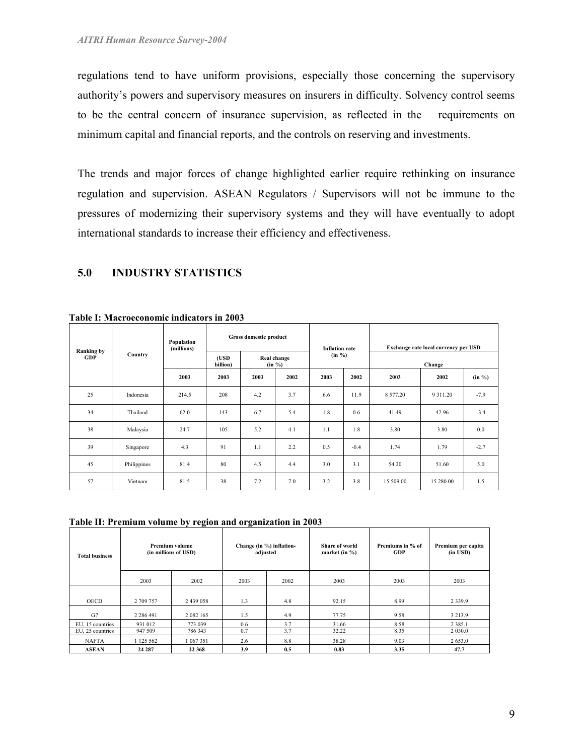regulations tend to have uniform provisions, especially those concerning the supervisory authority's powers and supervisory measures on insurers in difficulty. Solvency control seems to be the central concern of insurance supervision, as reflected in the requirements on minimum capital and financial reports, and the controls on reserving and investments.

The trends and major forces of change highlighted earlier require rethinking on insurance regulation and supervision. ASEAN Regulators / Supervisors will not be immune to the pressures of modernizing their supervisory systems and they will have eventually to adopt international standards to increase their efficiency and effectiveness.

## 5.0 INDUSTRY STATISTICS

**Table I: Macroeconomic indicators in 2003**

| Ranking by GDP | Country | Population (millions) | Gross domestic product | | | Inflation rate (in %) | | Exchange rate local currency per USD | | |
|---|---|---|---|---|---|---|---|---|---|---|
| | | | (USD billion) | Real change (in %) | | | | Change | | |
| | | 2003 | 2003 | 2003 | 2002 | 2003 | 2002 | 2003 | 2002 | (in %) |
| 25 | Indonesia | 214.5 | 208 | 4.2 | 3.7 | 6.6 | 11.9 | 8 577.20 | 9 311.20 | -7.9 |
| 34 | Thailand | 62.0 | 143 | 6.7 | 5.4 | 1.8 | 0.6 | 41.49 | 42.96 | -3.4 |
| 38 | Malaysia | 24.7 | 105 | 5.2 | 4.1 | 1.1 | 1.8 | 3.80 | 3.80 | 0.0 |
| 39 | Singapore | 4.3 | 91 | 1.1 | 2.2 | 0.5 | -0.4 | 1.74 | 1.79 | -2.7 |
| 45 | Philippines | 81.4 | 80 | 4.5 | 4.4 | 3.0 | 3.1 | 54.20 | 51.60 | 5.0 |
| 57 | Vietnam | 81.5 | 38 | 7.2 | 7.0 | 3.2 | 3.8 | 15 509.00 | 15 280.00 | 1.5 |

**Table II: Premium volume by region and organization in 2003**

| Total business | Premium volume (in millions of USD) | | Change (in %) inflation-adjusted | | Share of world market (in %) | Premiums in % of GDP | Premium per capita (in USD) |
|---|---|---|---|---|---|---|---|
| | 2003 | 2002 | 2003 | 2002 | 2003 | 2003 | 2003 |
| OECD | 2 709 757 | 2 439 058 | 1.3 | 4.8 | 92.15 | 8.99 | 2 339.9 |
| G7 | 2 286 491 | 2 082 165 | 1.5 | 4.9 | 77.75 | 9.58 | 3 213.9 |
| EU, 15 countries | 931 012 | 773 039 | 0.6 | 3.7 | 31.66 | 8.58 | 2 385.1 |
| EU, 25 countries | 947 509 | 786 343 | 0.7 | 3.7 | 32.22 | 8.35 | 2 030.0 |
| NAFTA | 1 125 562 | 1 067 351 | 2.6 | 8.8 | 38.28 | 9.03 | 2 653.0 |
| **ASEAN** | **24 287** | **22 368** | **3.9** | **0.5** | **0.83** | **3.35** | **47.7** |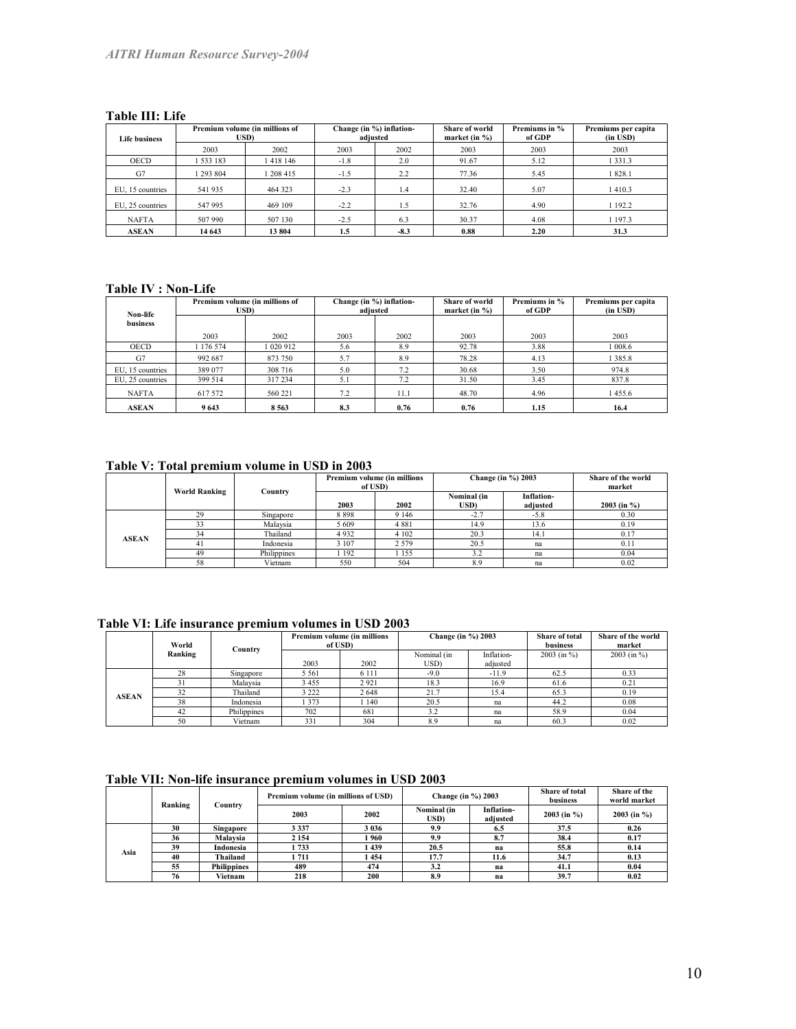### Table III: Life

| Life business | Premium volume (in millions of USD) | | Change (in %) inflation-adjusted | | Share of world market (in %) | Premiums in % of GDP | Premiums per capita (in USD) |
|---|---|---|---|---|---|---|---|
| | 2003 | 2002 | 2003 | 2002 | 2003 | 2003 | 2003 |
| OECD | 1 533 183 | 1 418 146 | -1.8 | 2.0 | 91.67 | 5.12 | 1 331.3 |
| G7 | 1 293 804 | 1 208 415 | -1.5 | 2.2 | 77.36 | 5.45 | 1 828.1 |
| EU, 15 countries | 541 935 | 464 323 | -2.3 | 1.4 | 32.40 | 5.07 | 1 410.3 |
| EU, 25 countries | 547 995 | 469 109 | -2.2 | 1.5 | 32.76 | 4.90 | 1 192.2 |
| NAFTA | 507 990 | 507 130 | -2.5 | 6.3 | 30.37 | 4.08 | 1 197.3 |
| **ASEAN** | **14 643** | **13 804** | **1.5** | **-8.3** | **0.88** | **2.20** | **31.3** |

### Table IV : Non-Life

| Non-life business | Premium volume (in millions of USD) | | Change (in %) inflation-adjusted | | Share of world market (in %) | Premiums in % of GDP | Premiums per capita (in USD) |
|---|---|---|---|---|---|---|---|
| | 2003 | 2002 | 2003 | 2002 | 2003 | 2003 | 2003 |
| OECD | 1 176 574 | 1 020 912 | 5.6 | 8.9 | 92.78 | 3.88 | 1 008.6 |
| G7 | 992 687 | 873 750 | 5.7 | 8.9 | 78.28 | 4.13 | 1 385.8 |
| EU, 15 countries | 389 077 | 308 716 | 5.0 | 7.2 | 30.68 | 3.50 | 974.8 |
| EU, 25 countries | 399 514 | 317 234 | 5.1 | 7.2 | 31.50 | 3.45 | 837.8 |
| NAFTA | 617 572 | 560 221 | 7.2 | 11.1 | 48.70 | 4.96 | 1 455.6 |
| **ASEAN** | **9 643** | **8 563** | **8.3** | **0.76** | **0.76** | **1.15** | **16.4** |

### Table V: Total premium volume in USD in 2003

| | World Ranking | Country | Premium volume (in millions of USD) | | Change (in %) 2003 | | Share of the world market |
|---|---|---|---|---|---|---|---|
| | | | 2003 | 2002 | Nominal (in USD) | Inflation-adjusted | 2003 (in %) |
| ASEAN | 29 | Singapore | 8 898 | 9 146 | -2.7 | -5.8 | 0.30 |
| | 33 | Malaysia | 5 609 | 4 881 | 14.9 | 13.6 | 0.19 |
| | 34 | Thailand | 4 932 | 4 102 | 20.3 | 14.1 | 0.17 |
| | 41 | Indonesia | 3 107 | 2 579 | 20.5 | na | 0.11 |
| | 49 | Philippines | 1 192 | 1 155 | 3.2 | na | 0.04 |
| | 58 | Vietnam | 550 | 504 | 8.9 | na | 0.02 |

### Table VI: Life insurance premium volumes in USD 2003

| | World Ranking | Country | Premium volume (in millions of USD) | | Change (in %) 2003 | | Share of total business | Share of the world market |
|---|---|---|---|---|---|---|---|---|
| | | | 2003 | 2002 | Nominal (in USD) | Inflation-adjusted | 2003 (in %) | 2003 (in %) |
| ASEAN | 28 | Singapore | 5 561 | 6 111 | -9.0 | -11.9 | 62.5 | 0.33 |
| | 31 | Malaysia | 3 455 | 2 921 | 18.3 | 16.9 | 61.6 | 0.21 |
| | 32 | Thailand | 3 222 | 2 648 | 21.7 | 15.4 | 65.3 | 0.19 |
| | 38 | Indonesia | 1 373 | 1 140 | 20.5 | na | 44.2 | 0.08 |
| | 42 | Philippines | 702 | 681 | 3.2 | na | 58.9 | 0.04 |
| | 50 | Vietnam | 331 | 304 | 8.9 | na | 60.3 | 0.02 |

### Table VII: Non-life insurance premium volumes in USD 2003

| | Ranking | Country | Premium volume (in millions of USD) | | Change (in %) 2003 | | Share of total business | Share of the world market |
|---|---|---|---|---|---|---|---|---|
| | | | 2003 | 2002 | Nominal (in USD) | Inflation-adjusted | 2003 (in %) | 2003 (in %) |
| Asia | **30** | **Singapore** | **3 337** | **3 036** | **9.9** | **6.5** | **37.5** | **0.26** |
| | **36** | **Malaysia** | **2 154** | **1 960** | **9.9** | **8.7** | **38.4** | **0.17** |
| | **39** | **Indonesia** | **1 733** | **1 439** | **20.5** | **na** | **55.8** | **0.14** |
| | **40** | **Thailand** | **1 711** | **1 454** | **17.7** | **11.6** | **34.7** | **0.13** |
| | **55** | **Philippines** | **489** | **474** | **3.2** | **na** | **41.1** | **0.04** |
| | **76** | **Vietnam** | **218** | **200** | **8.9** | **na** | **39.7** | **0.02** |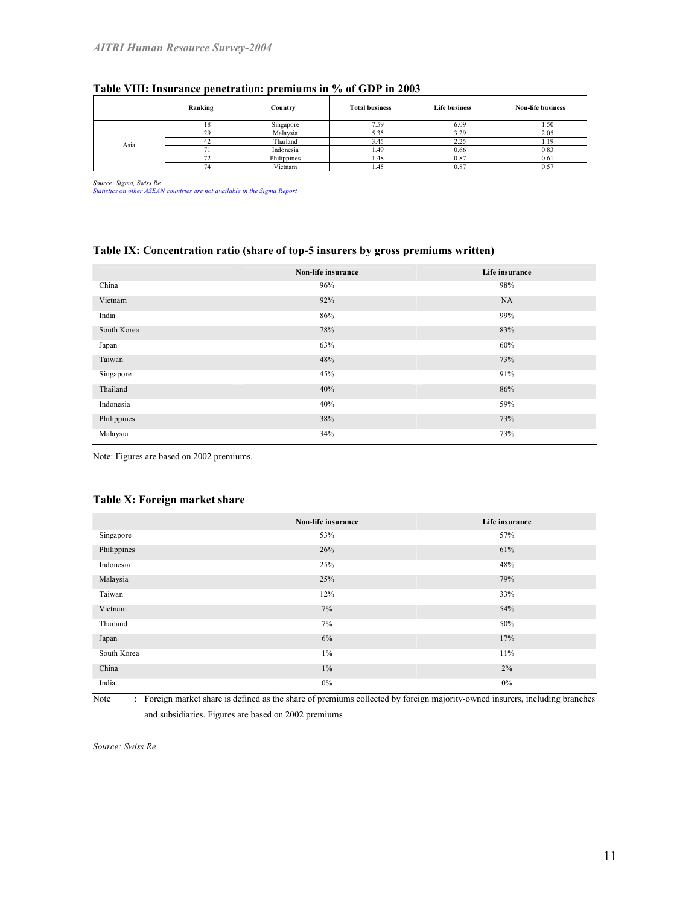**Table VIII: Insurance penetration: premiums in % of GDP in 2003**

| | Ranking | Country | Total business | Life business | Non-life business |
|---|---|---|---|---|---|
| Asia | 18 | Singapore | 7.59 | 6.09 | 1.50 |
| | 29 | Malaysia | 5.35 | 3.29 | 2.05 |
| | 42 | Thailand | 3.45 | 2.25 | 1.19 |
| | 71 | Indonesia | 1.49 | 0.66 | 0.83 |
| | 72 | Philippines | 1.48 | 0.87 | 0.61 |
| | 74 | Vietnam | 1.45 | 0.87 | 0.57 |

*Source: Sigma, Swiss Re*
*Statistics on other ASEAN countries are not available in the Sigma Report*

**Table IX: Concentration ratio (share of top-5 insurers by gross premiums written)**

| | Non-life insurance | Life insurance |
|---|---|---|
| China | 96% | 98% |
| Vietnam | 92% | NA |
| India | 86% | 99% |
| South Korea | 78% | 83% |
| Japan | 63% | 60% |
| Taiwan | 48% | 73% |
| Singapore | 45% | 91% |
| Thailand | 40% | 86% |
| Indonesia | 40% | 59% |
| Philippines | 38% | 73% |
| Malaysia | 34% | 73% |

Note: Figures are based on 2002 premiums.

**Table X: Foreign market share**

| | Non-life insurance | Life insurance |
|---|---|---|
| Singapore | 53% | 57% |
| Philippines | 26% | 61% |
| Indonesia | 25% | 48% |
| Malaysia | 25% | 79% |
| Taiwan | 12% | 33% |
| Vietnam | 7% | 54% |
| Thailand | 7% | 50% |
| Japan | 6% | 17% |
| South Korea | 1% | 11% |
| China | 1% | 2% |
| India | 0% | 0% |

Note : Foreign market share is defined as the share of premiums collected by foreign majority-owned insurers, including branches and subsidiaries. Figures are based on 2002 premiums

*Source: Swiss Re*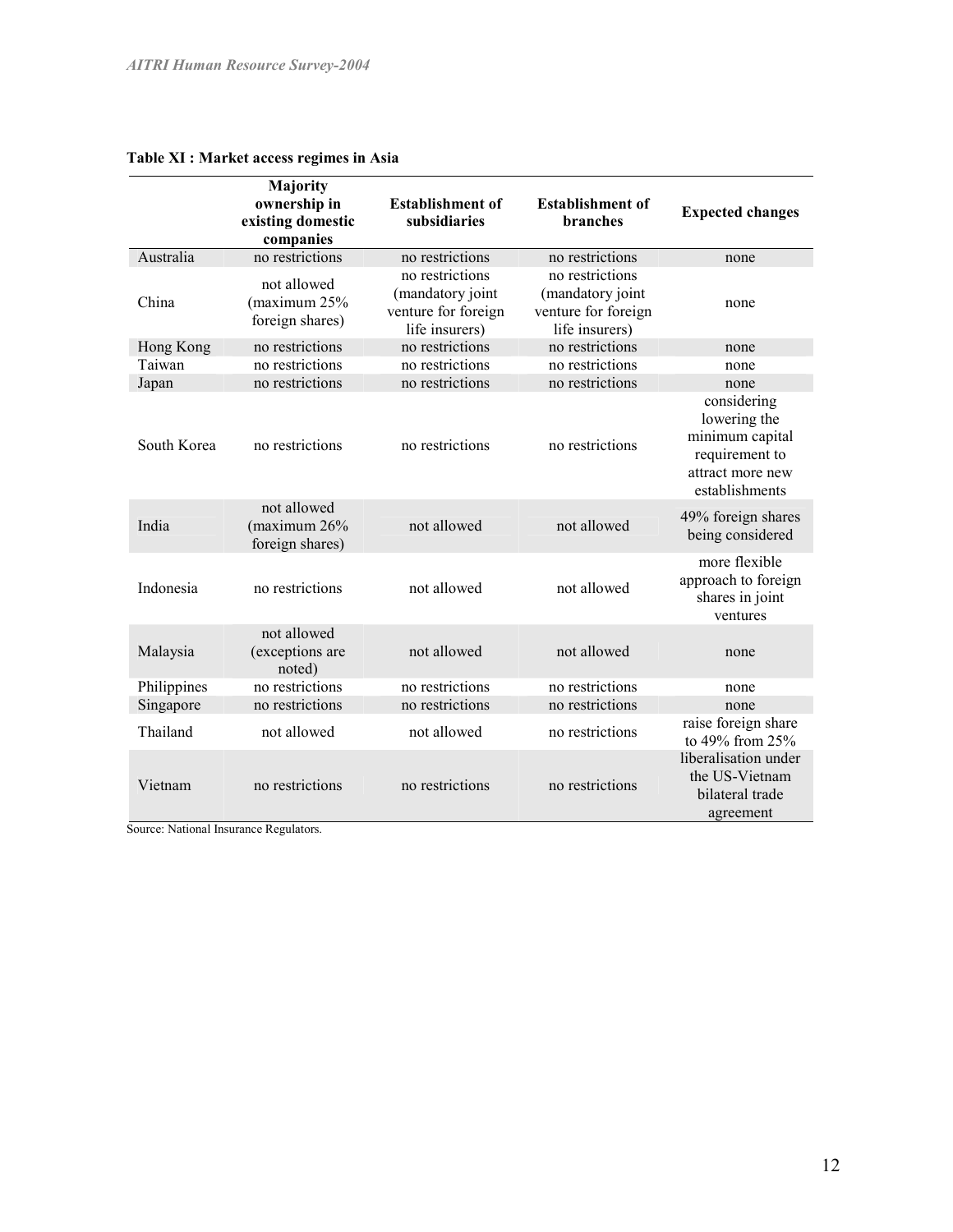**Table XI : Market access regimes in Asia**

| | Majority ownership in existing domestic companies | Establishment of subsidiaries | Establishment of branches | Expected changes |
|---|---|---|---|---|
| Australia | no restrictions | no restrictions | no restrictions | none |
| China | not allowed (maximum 25% foreign shares) | no restrictions (mandatory joint venture for foreign life insurers) | no restrictions (mandatory joint venture for foreign life insurers) | none |
| Hong Kong | no restrictions | no restrictions | no restrictions | none |
| Taiwan | no restrictions | no restrictions | no restrictions | none |
| Japan | no restrictions | no restrictions | no restrictions | none |
| South Korea | no restrictions | no restrictions | no restrictions | considering lowering the minimum capital requirement to attract more new establishments |
| India | not allowed (maximum 26% foreign shares) | not allowed | not allowed | 49% foreign shares being considered |
| Indonesia | no restrictions | not allowed | not allowed | more flexible approach to foreign shares in joint ventures |
| Malaysia | not allowed (exceptions are noted) | not allowed | not allowed | none |
| Philippines | no restrictions | no restrictions | no restrictions | none |
| Singapore | no restrictions | no restrictions | no restrictions | none |
| Thailand | not allowed | not allowed | no restrictions | raise foreign share to 49% from 25% |
| Vietnam | no restrictions | no restrictions | no restrictions | liberalisation under the US-Vietnam bilateral trade agreement |

Source: National Insurance Regulators.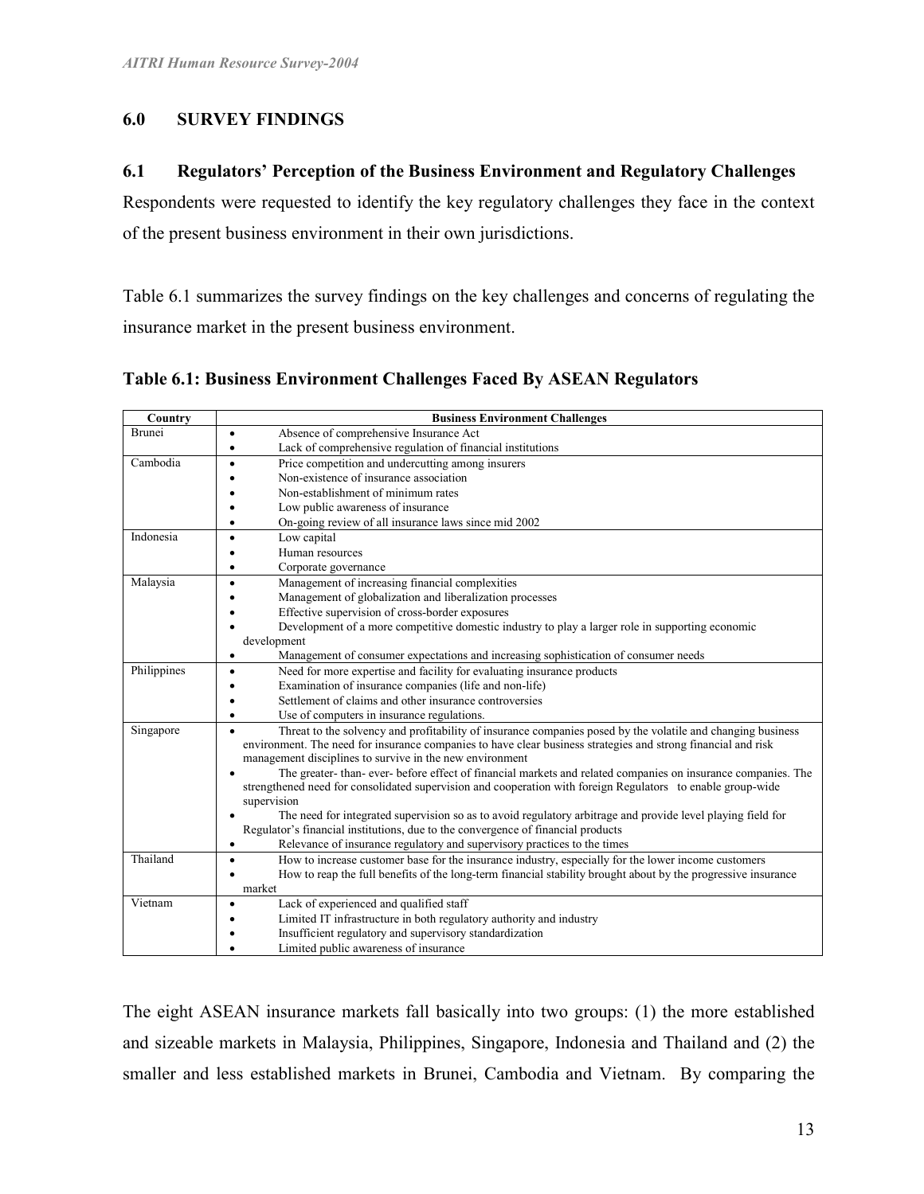## 6.0 SURVEY FINDINGS

### 6.1 Regulators' Perception of the Business Environment and Regulatory Challenges

Respondents were requested to identify the key regulatory challenges they face in the context of the present business environment in their own jurisdictions.

Table 6.1 summarizes the survey findings on the key challenges and concerns of regulating the insurance market in the present business environment.

**Table 6.1: Business Environment Challenges Faced By ASEAN Regulators**

| Country | Business Environment Challenges |
|---|---|
| Brunei | • Absence of comprehensive Insurance Act<br>• Lack of comprehensive regulation of financial institutions |
| Cambodia | • Price competition and undercutting among insurers<br>• Non-existence of insurance association<br>• Non-establishment of minimum rates<br>• Low public awareness of insurance<br>• On-going review of all insurance laws since mid 2002 |
| Indonesia | • Low capital<br>• Human resources<br>• Corporate governance |
| Malaysia | • Management of increasing financial complexities<br>• Management of globalization and liberalization processes<br>• Effective supervision of cross-border exposures<br>• Development of a more competitive domestic industry to play a larger role in supporting economic development<br>• Management of consumer expectations and increasing sophistication of consumer needs |
| Philippines | • Need for more expertise and facility for evaluating insurance products<br>• Examination of insurance companies (life and non-life)<br>• Settlement of claims and other insurance controversies<br>• Use of computers in insurance regulations. |
| Singapore | • Threat to the solvency and profitability of insurance companies posed by the volatile and changing business environment. The need for insurance companies to have clear business strategies and strong financial and risk management disciplines to survive in the new environment<br>• The greater- than- ever- before effect of financial markets and related companies on insurance companies. The strengthened need for consolidated supervision and cooperation with foreign Regulators to enable group-wide supervision<br>• The need for integrated supervision so as to avoid regulatory arbitrage and provide level playing field for Regulator's financial institutions, due to the convergence of financial products<br>• Relevance of insurance regulatory and supervisory practices to the times |
| Thailand | • How to increase customer base for the insurance industry, especially for the lower income customers<br>• How to reap the full benefits of the long-term financial stability brought about by the progressive insurance market |
| Vietnam | • Lack of experienced and qualified staff<br>• Limited IT infrastructure in both regulatory authority and industry<br>• Insufficient regulatory and supervisory standardization<br>• Limited public awareness of insurance |

The eight ASEAN insurance markets fall basically into two groups: (1) the more established and sizeable markets in Malaysia, Philippines, Singapore, Indonesia and Thailand and (2) the smaller and less established markets in Brunei, Cambodia and Vietnam. By comparing the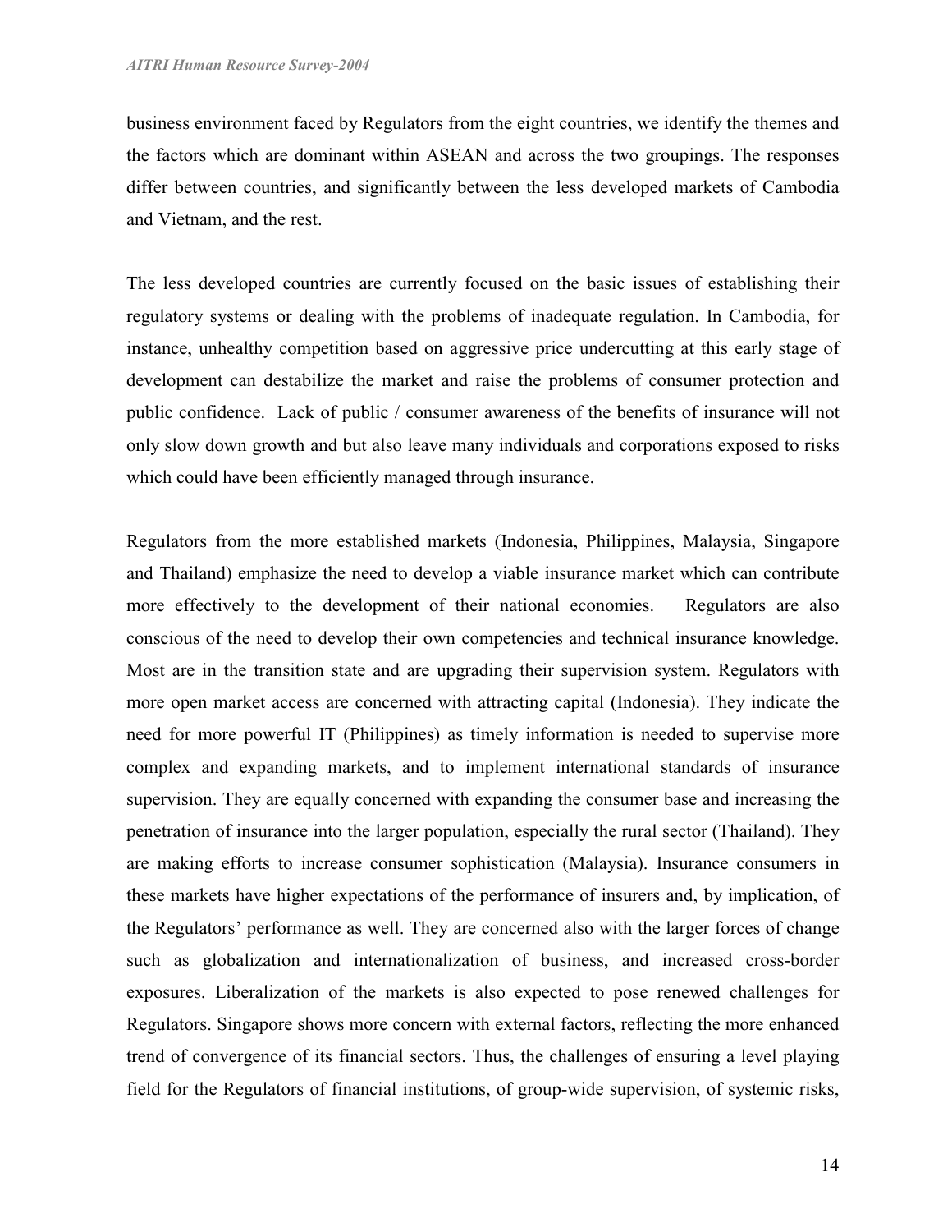business environment faced by Regulators from the eight countries, we identify the themes and the factors which are dominant within ASEAN and across the two groupings. The responses differ between countries, and significantly between the less developed markets of Cambodia and Vietnam, and the rest.

The less developed countries are currently focused on the basic issues of establishing their regulatory systems or dealing with the problems of inadequate regulation. In Cambodia, for instance, unhealthy competition based on aggressive price undercutting at this early stage of development can destabilize the market and raise the problems of consumer protection and public confidence. Lack of public / consumer awareness of the benefits of insurance will not only slow down growth and but also leave many individuals and corporations exposed to risks which could have been efficiently managed through insurance.

Regulators from the more established markets (Indonesia, Philippines, Malaysia, Singapore and Thailand) emphasize the need to develop a viable insurance market which can contribute more effectively to the development of their national economies. Regulators are also conscious of the need to develop their own competencies and technical insurance knowledge. Most are in the transition state and are upgrading their supervision system. Regulators with more open market access are concerned with attracting capital (Indonesia). They indicate the need for more powerful IT (Philippines) as timely information is needed to supervise more complex and expanding markets, and to implement international standards of insurance supervision. They are equally concerned with expanding the consumer base and increasing the penetration of insurance into the larger population, especially the rural sector (Thailand). They are making efforts to increase consumer sophistication (Malaysia). Insurance consumers in these markets have higher expectations of the performance of insurers and, by implication, of the Regulators' performance as well. They are concerned also with the larger forces of change such as globalization and internationalization of business, and increased cross-border exposures. Liberalization of the markets is also expected to pose renewed challenges for Regulators. Singapore shows more concern with external factors, reflecting the more enhanced trend of convergence of its financial sectors. Thus, the challenges of ensuring a level playing field for the Regulators of financial institutions, of group-wide supervision, of systemic risks,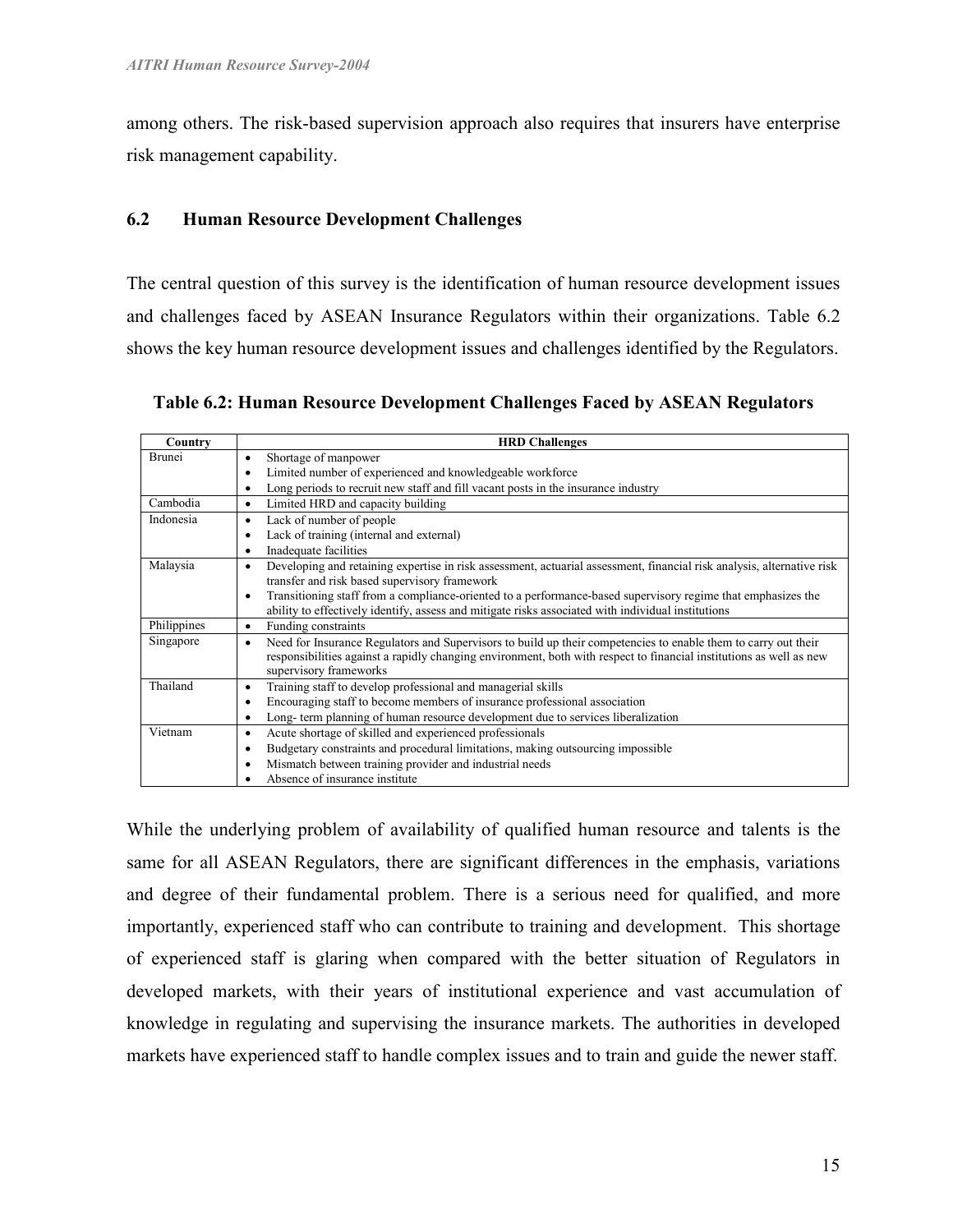among others. The risk-based supervision approach also requires that insurers have enterprise risk management capability.

### 6.2 Human Resource Development Challenges

The central question of this survey is the identification of human resource development issues and challenges faced by ASEAN Insurance Regulators within their organizations. Table 6.2 shows the key human resource development issues and challenges identified by the Regulators.

**Table 6.2: Human Resource Development Challenges Faced by ASEAN Regulators**

| Country | HRD Challenges |
|---|---|
| Brunei | • Shortage of manpower<br>• Limited number of experienced and knowledgeable workforce<br>• Long periods to recruit new staff and fill vacant posts in the insurance industry |
| Cambodia | • Limited HRD and capacity building |
| Indonesia | • Lack of number of people<br>• Lack of training (internal and external)<br>• Inadequate facilities |
| Malaysia | • Developing and retaining expertise in risk assessment, actuarial assessment, financial risk analysis, alternative risk transfer and risk based supervisory framework<br>• Transitioning staff from a compliance-oriented to a performance-based supervisory regime that emphasizes the ability to effectively identify, assess and mitigate risks associated with individual institutions |
| Philippines | • Funding constraints |
| Singapore | • Need for Insurance Regulators and Supervisors to build up their competencies to enable them to carry out their responsibilities against a rapidly changing environment, both with respect to financial institutions as well as new supervisory frameworks |
| Thailand | • Training staff to develop professional and managerial skills<br>• Encouraging staff to become members of insurance professional association<br>• Long- term planning of human resource development due to services liberalization |
| Vietnam | • Acute shortage of skilled and experienced professionals<br>• Budgetary constraints and procedural limitations, making outsourcing impossible<br>• Mismatch between training provider and industrial needs<br>• Absence of insurance institute |

While the underlying problem of availability of qualified human resource and talents is the same for all ASEAN Regulators, there are significant differences in the emphasis, variations and degree of their fundamental problem. There is a serious need for qualified, and more importantly, experienced staff who can contribute to training and development. This shortage of experienced staff is glaring when compared with the better situation of Regulators in developed markets, with their years of institutional experience and vast accumulation of knowledge in regulating and supervising the insurance markets. The authorities in developed markets have experienced staff to handle complex issues and to train and guide the newer staff.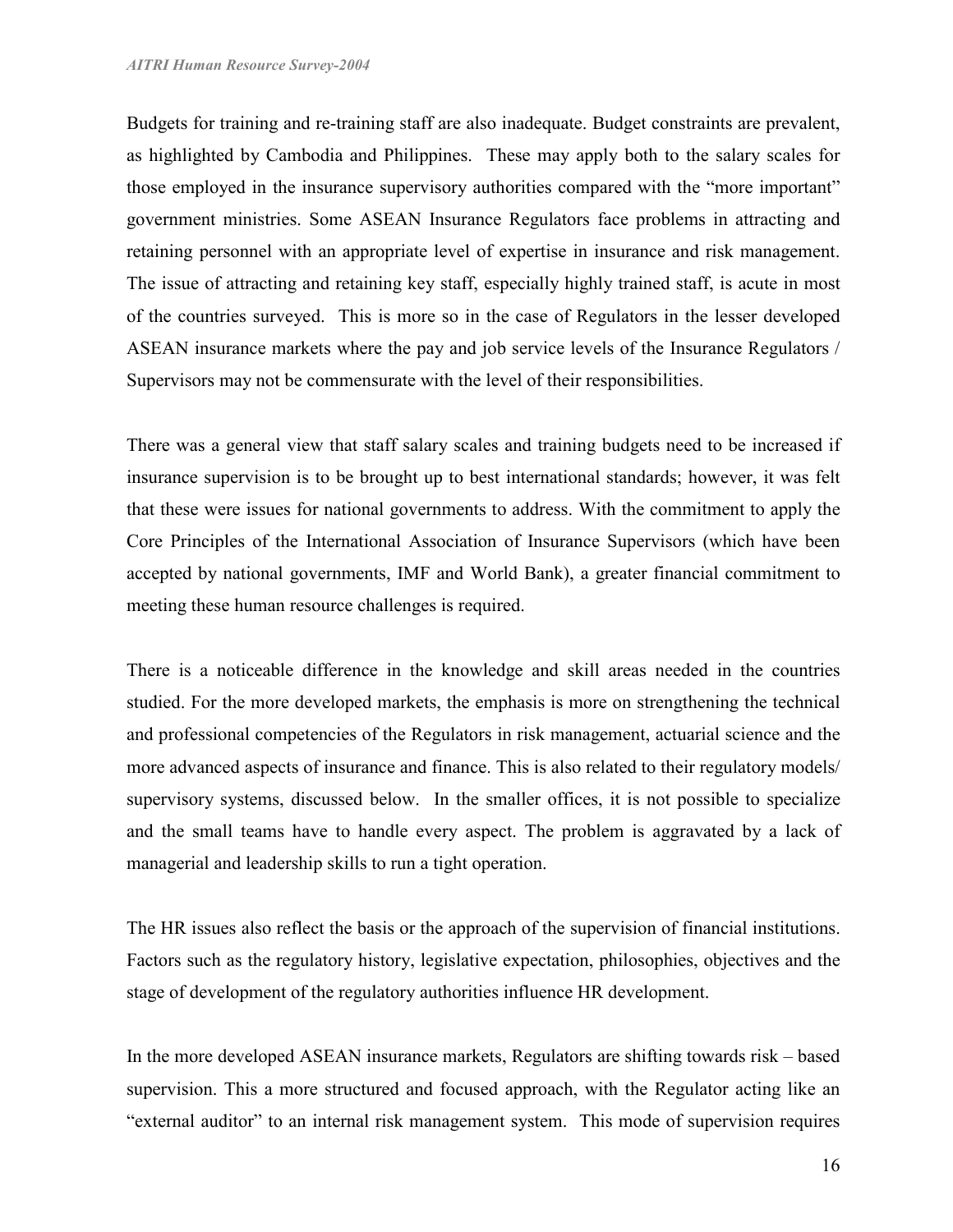Budgets for training and re-training staff are also inadequate. Budget constraints are prevalent, as highlighted by Cambodia and Philippines. These may apply both to the salary scales for those employed in the insurance supervisory authorities compared with the "more important" government ministries. Some ASEAN Insurance Regulators face problems in attracting and retaining personnel with an appropriate level of expertise in insurance and risk management. The issue of attracting and retaining key staff, especially highly trained staff, is acute in most of the countries surveyed. This is more so in the case of Regulators in the lesser developed ASEAN insurance markets where the pay and job service levels of the Insurance Regulators / Supervisors may not be commensurate with the level of their responsibilities.

There was a general view that staff salary scales and training budgets need to be increased if insurance supervision is to be brought up to best international standards; however, it was felt that these were issues for national governments to address. With the commitment to apply the Core Principles of the International Association of Insurance Supervisors (which have been accepted by national governments, IMF and World Bank), a greater financial commitment to meeting these human resource challenges is required.

There is a noticeable difference in the knowledge and skill areas needed in the countries studied. For the more developed markets, the emphasis is more on strengthening the technical and professional competencies of the Regulators in risk management, actuarial science and the more advanced aspects of insurance and finance. This is also related to their regulatory models/ supervisory systems, discussed below. In the smaller offices, it is not possible to specialize and the small teams have to handle every aspect. The problem is aggravated by a lack of managerial and leadership skills to run a tight operation.

The HR issues also reflect the basis or the approach of the supervision of financial institutions. Factors such as the regulatory history, legislative expectation, philosophies, objectives and the stage of development of the regulatory authorities influence HR development.

In the more developed ASEAN insurance markets, Regulators are shifting towards risk – based supervision. This a more structured and focused approach, with the Regulator acting like an "external auditor" to an internal risk management system. This mode of supervision requires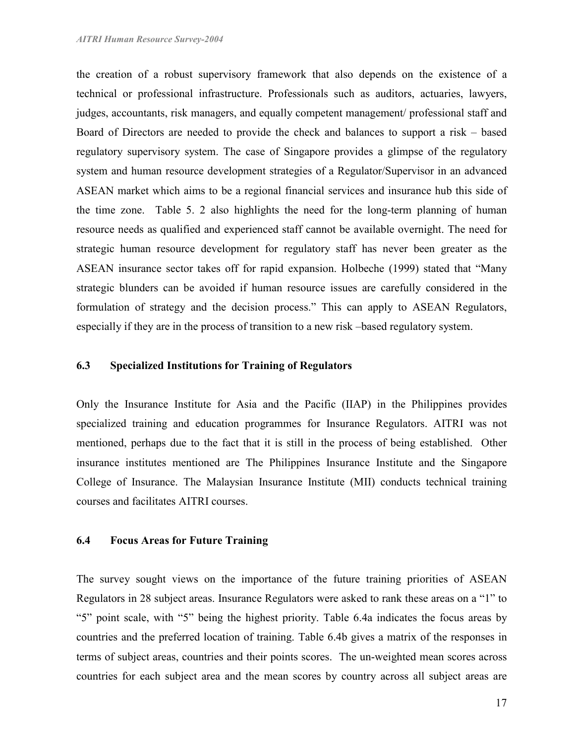the creation of a robust supervisory framework that also depends on the existence of a technical or professional infrastructure. Professionals such as auditors, actuaries, lawyers, judges, accountants, risk managers, and equally competent management/ professional staff and Board of Directors are needed to provide the check and balances to support a risk – based regulatory supervisory system. The case of Singapore provides a glimpse of the regulatory system and human resource development strategies of a Regulator/Supervisor in an advanced ASEAN market which aims to be a regional financial services and insurance hub this side of the time zone. Table 5. 2 also highlights the need for the long-term planning of human resource needs as qualified and experienced staff cannot be available overnight. The need for strategic human resource development for regulatory staff has never been greater as the ASEAN insurance sector takes off for rapid expansion. Holbeche (1999) stated that "Many strategic blunders can be avoided if human resource issues are carefully considered in the formulation of strategy and the decision process." This can apply to ASEAN Regulators, especially if they are in the process of transition to a new risk –based regulatory system.

### 6.3 Specialized Institutions for Training of Regulators

Only the Insurance Institute for Asia and the Pacific (IIAP) in the Philippines provides specialized training and education programmes for Insurance Regulators. AITRI was not mentioned, perhaps due to the fact that it is still in the process of being established. Other insurance institutes mentioned are The Philippines Insurance Institute and the Singapore College of Insurance. The Malaysian Insurance Institute (MII) conducts technical training courses and facilitates AITRI courses.

### 6.4 Focus Areas for Future Training

The survey sought views on the importance of the future training priorities of ASEAN Regulators in 28 subject areas. Insurance Regulators were asked to rank these areas on a "1" to "5" point scale, with "5" being the highest priority. Table 6.4a indicates the focus areas by countries and the preferred location of training. Table 6.4b gives a matrix of the responses in terms of subject areas, countries and their points scores. The un-weighted mean scores across countries for each subject area and the mean scores by country across all subject areas are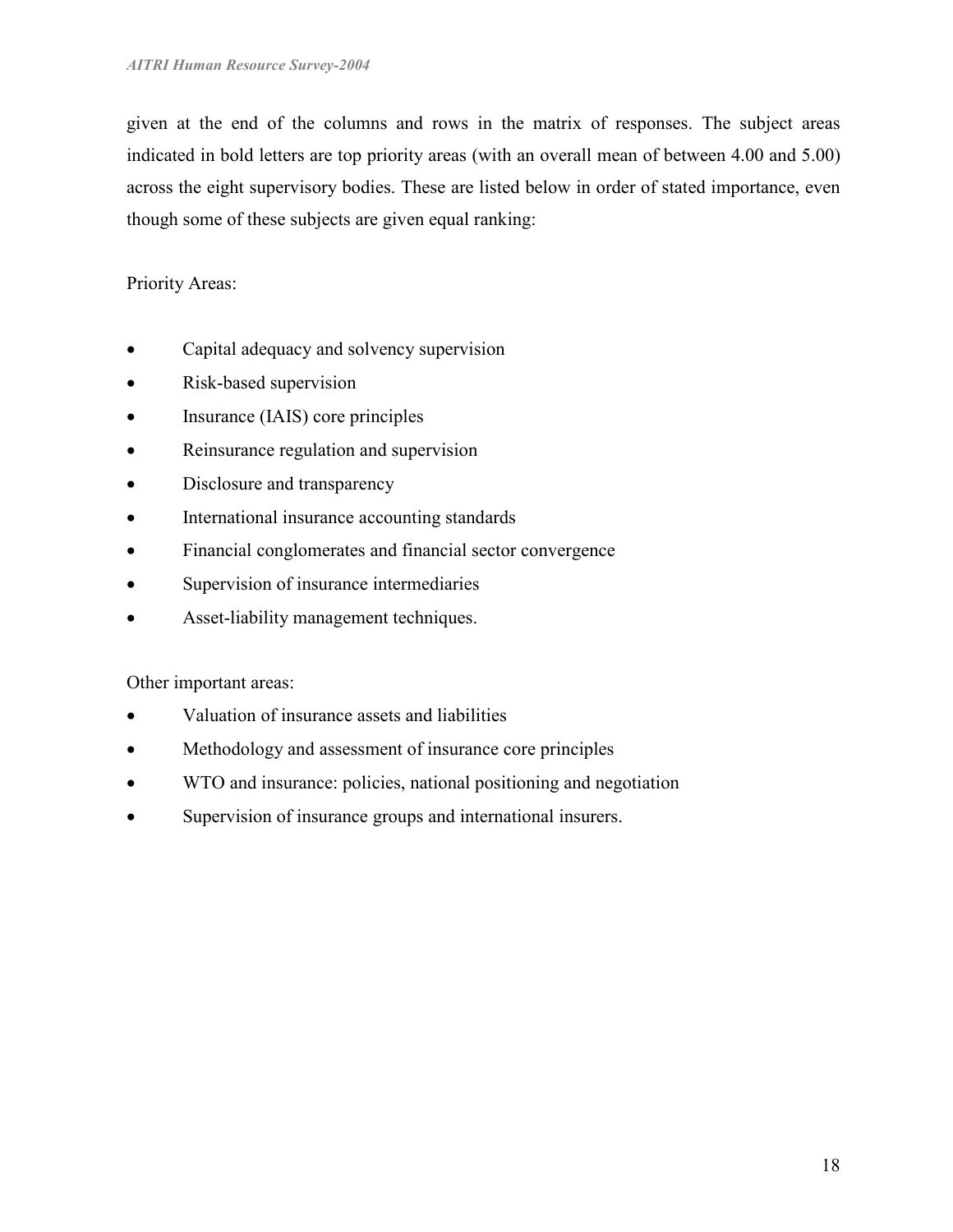given at the end of the columns and rows in the matrix of responses. The subject areas indicated in bold letters are top priority areas (with an overall mean of between 4.00 and 5.00) across the eight supervisory bodies. These are listed below in order of stated importance, even though some of these subjects are given equal ranking:

Priority Areas:

- Capital adequacy and solvency supervision
- Risk-based supervision
- Insurance (IAIS) core principles
- Reinsurance regulation and supervision
- Disclosure and transparency
- International insurance accounting standards
- Financial conglomerates and financial sector convergence
- Supervision of insurance intermediaries
- Asset-liability management techniques.

Other important areas:

- Valuation of insurance assets and liabilities
- Methodology and assessment of insurance core principles
- WTO and insurance: policies, national positioning and negotiation
- Supervision of insurance groups and international insurers.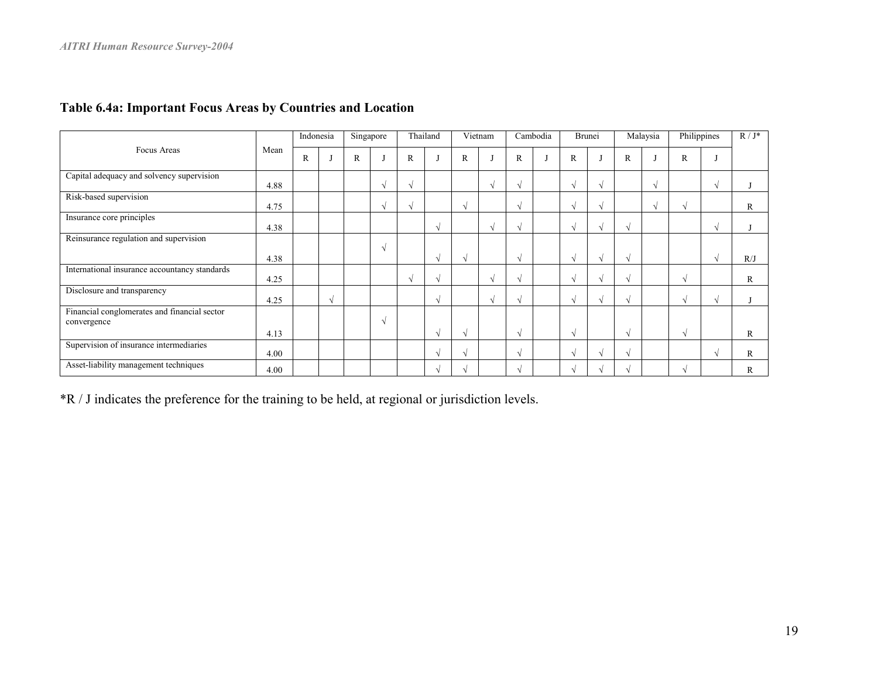## Table 6.4a: Important Focus Areas by Countries and Location

| Focus Areas | Mean | Indonesia | | Singapore | | Thailand | | Vietnam | | Cambodia | | Brunei | | Malaysia | | Philippines | | R / J* |
|---|---|---|---|---|---|---|---|---|---|---|---|---|---|---|---|---|---|---|
| | | R | J | R | J | R | J | R | J | R | J | R | J | R | J | R | J | |
| Capital adequacy and solvency supervision | 4.88 | | | | √ | √ | | | √ | √ | | √ | √ | | √ | | √ | J |
| Risk-based supervision | 4.75 | | | | √ | √ | | √ | | √ | | √ | √ | | √ | √ | | R |
| Insurance core principles | 4.38 | | | | | | √ | | √ | √ | | √ | √ | √ | | | √ | J |
| Reinsurance regulation and supervision | 4.38 | | | | √ | | √ | √ | | √ | | √ | √ | √ | | | √ | R/J |
| International insurance accountancy standards | 4.25 | | | | | √ | √ | | √ | √ | | √ | √ | √ | | √ | | R |
| Disclosure and transparency | 4.25 | | √ | | | | √ | | √ | √ | | √ | √ | √ | | √ | √ | J |
| Financial conglomerates and financial sector convergence | 4.13 | | | | √ | | √ | √ | | √ | | √ | | √ | | √ | | R |
| Supervision of insurance intermediaries | 4.00 | | | | | | √ | √ | | √ | | √ | √ | √ | | | √ | R |
| Asset-liability management techniques | 4.00 | | | | | | √ | √ | | √ | | √ | √ | √ | | √ | | R |

*R / J indicates the preference for the training to be held, at regional or jurisdiction levels.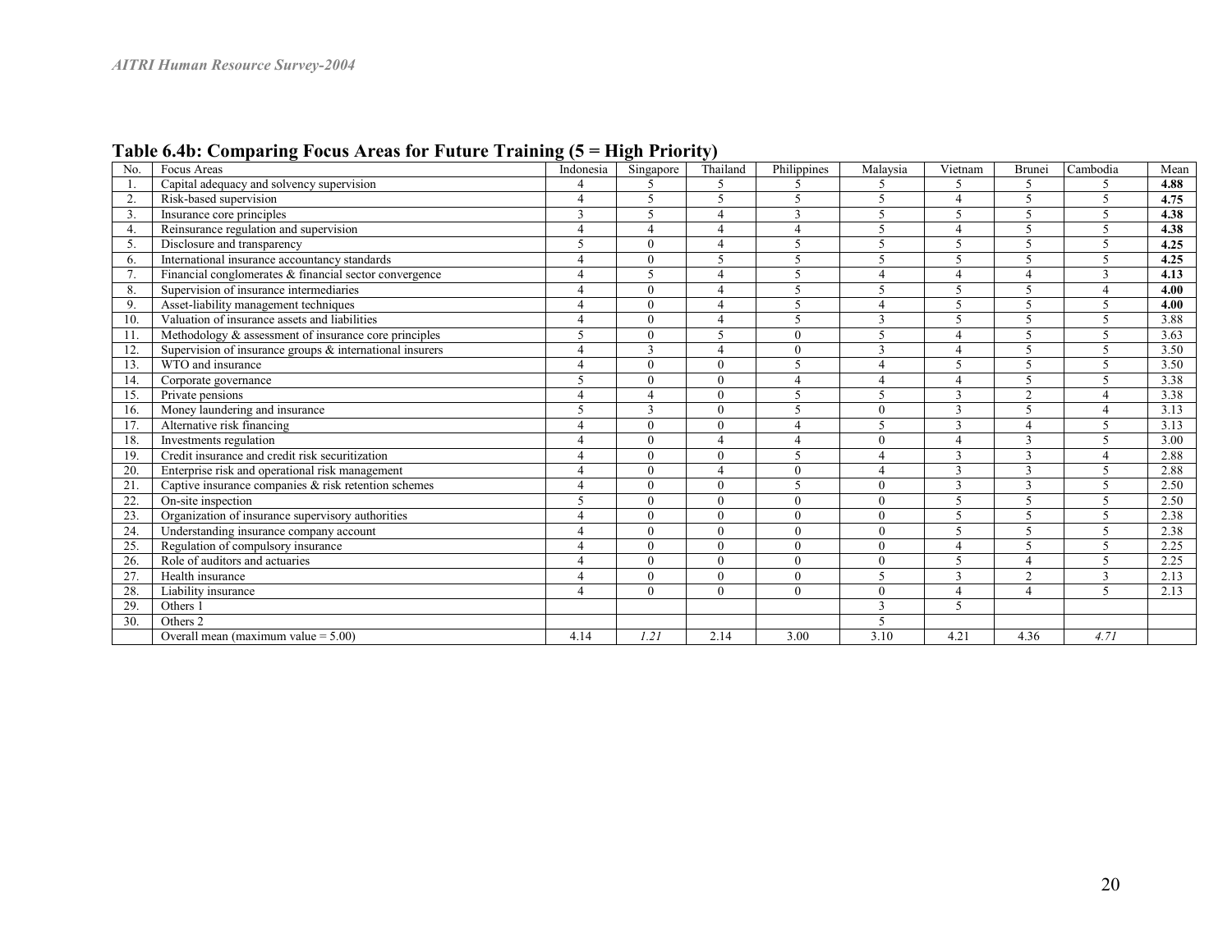## Table 6.4b: Comparing Focus Areas for Future Training (5 = High Priority)

| No. | Focus Areas | Indonesia | Singapore | Thailand | Philippines | Malaysia | Vietnam | Brunei | Cambodia | Mean |
|---|---|---|---|---|---|---|---|---|---|---|
| 1. | Capital adequacy and solvency supervision | 4 | 5 | 5 | 5 | 5 | 5 | 5 | 5 | **4.88** |
| 2. | Risk-based supervision | 4 | 5 | 5 | 5 | 5 | 4 | 5 | 5 | **4.75** |
| 3. | Insurance core principles | 3 | 5 | 4 | 3 | 5 | 5 | 5 | 5 | **4.38** |
| 4. | Reinsurance regulation and supervision | 4 | 4 | 4 | 4 | 5 | 4 | 5 | 5 | **4.38** |
| 5. | Disclosure and transparency | 5 | 0 | 4 | 5 | 5 | 5 | 5 | 5 | **4.25** |
| 6. | International insurance accountancy standards | 4 | 0 | 5 | 5 | 5 | 5 | 5 | 5 | **4.25** |
| 7. | Financial conglomerates & financial sector convergence | 4 | 5 | 4 | 5 | 4 | 4 | 4 | 3 | **4.13** |
| 8. | Supervision of insurance intermediaries | 4 | 0 | 4 | 5 | 5 | 5 | 5 | 4 | **4.00** |
| 9. | Asset-liability management techniques | 4 | 0 | 4 | 5 | 4 | 5 | 5 | 5 | **4.00** |
| 10. | Valuation of insurance assets and liabilities | 4 | 0 | 4 | 5 | 3 | 5 | 5 | 5 | 3.88 |
| 11. | Methodology & assessment of insurance core principles | 5 | 0 | 5 | 0 | 5 | 4 | 5 | 5 | 3.63 |
| 12. | Supervision of insurance groups & international insurers | 4 | 3 | 4 | 0 | 3 | 4 | 5 | 5 | 3.50 |
| 13. | WTO and insurance | 4 | 0 | 0 | 5 | 4 | 5 | 5 | 5 | 3.50 |
| 14. | Corporate governance | 5 | 0 | 0 | 4 | 4 | 4 | 5 | 5 | 3.38 |
| 15. | Private pensions | 4 | 4 | 0 | 5 | 5 | 3 | 2 | 4 | 3.38 |
| 16. | Money laundering and insurance | 5 | 3 | 0 | 5 | 0 | 3 | 5 | 4 | 3.13 |
| 17. | Alternative risk financing | 4 | 0 | 0 | 4 | 5 | 3 | 4 | 5 | 3.13 |
| 18. | Investments regulation | 4 | 0 | 4 | 4 | 0 | 4 | 3 | 5 | 3.00 |
| 19. | Credit insurance and credit risk securitization | 4 | 0 | 0 | 5 | 4 | 3 | 3 | 4 | 2.88 |
| 20. | Enterprise risk and operational risk management | 4 | 0 | 4 | 0 | 4 | 3 | 3 | 5 | 2.88 |
| 21. | Captive insurance companies & risk retention schemes | 4 | 0 | 0 | 5 | 0 | 3 | 3 | 5 | 2.50 |
| 22. | On-site inspection | 5 | 0 | 0 | 0 | 0 | 5 | 5 | 5 | 2.50 |
| 23. | Organization of insurance supervisory authorities | 4 | 0 | 0 | 0 | 0 | 5 | 5 | 5 | 2.38 |
| 24. | Understanding insurance company account | 4 | 0 | 0 | 0 | 0 | 5 | 5 | 5 | 2.38 |
| 25. | Regulation of compulsory insurance | 4 | 0 | 0 | 0 | 0 | 4 | 5 | 5 | 2.25 |
| 26. | Role of auditors and actuaries | 4 | 0 | 0 | 0 | 0 | 5 | 4 | 5 | 2.25 |
| 27. | Health insurance | 4 | 0 | 0 | 0 | 5 | 3 | 2 | 3 | 2.13 |
| 28. | Liability insurance | 4 | 0 | 0 | 0 | 0 | 4 | 4 | 5 | 2.13 |
| 29. | Others 1 | | | | | 3 | 5 | | | |
| 30. | Others 2 | | | | | 5 | | | | |
| | Overall mean (maximum value = 5.00) | 4.14 | *1.21* | 2.14 | 3.00 | 3.10 | 4.21 | 4.36 | *4.71* | |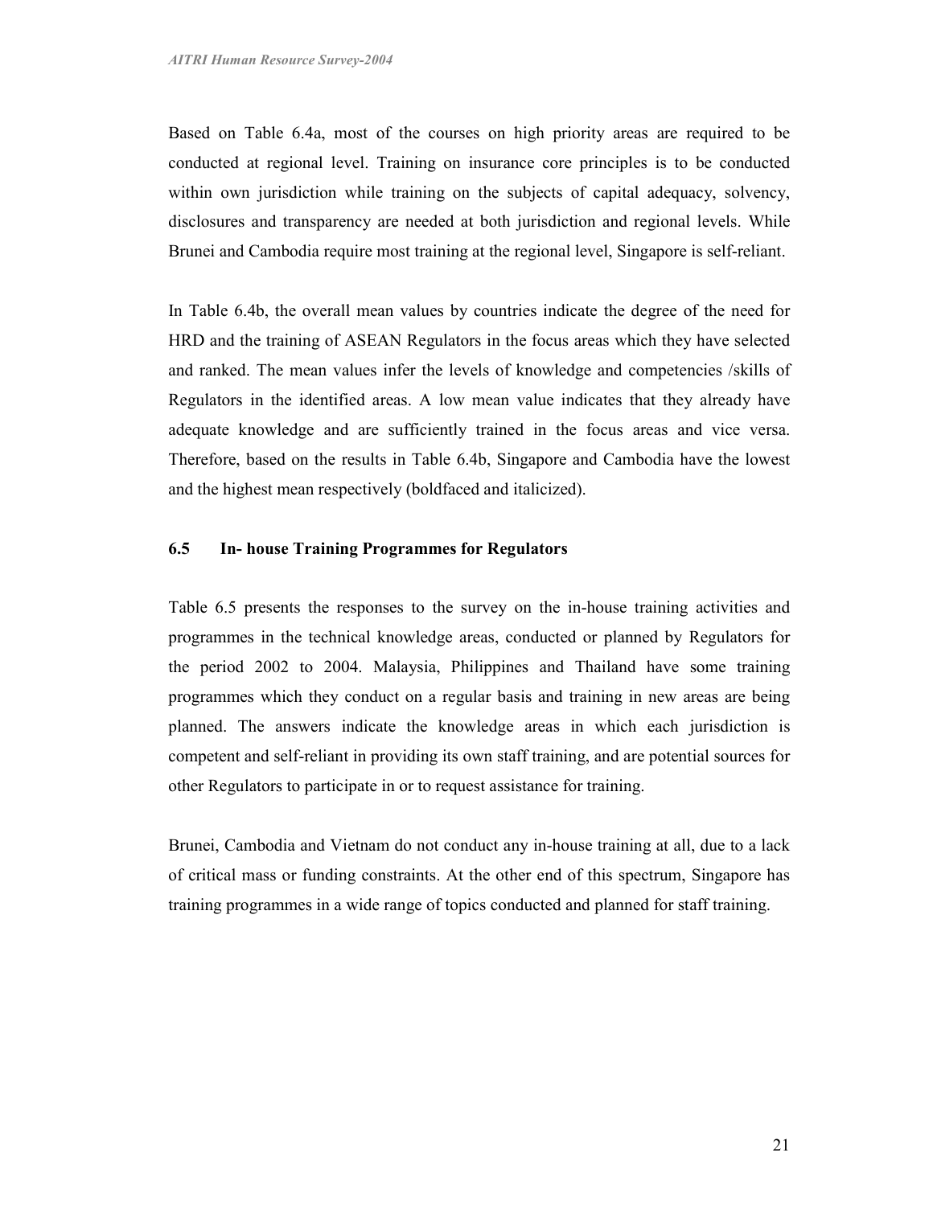Based on Table 6.4a, most of the courses on high priority areas are required to be conducted at regional level. Training on insurance core principles is to be conducted within own jurisdiction while training on the subjects of capital adequacy, solvency, disclosures and transparency are needed at both jurisdiction and regional levels. While Brunei and Cambodia require most training at the regional level, Singapore is self-reliant.

In Table 6.4b, the overall mean values by countries indicate the degree of the need for HRD and the training of ASEAN Regulators in the focus areas which they have selected and ranked. The mean values infer the levels of knowledge and competencies /skills of Regulators in the identified areas. A low mean value indicates that they already have adequate knowledge and are sufficiently trained in the focus areas and vice versa. Therefore, based on the results in Table 6.4b, Singapore and Cambodia have the lowest and the highest mean respectively (boldfaced and italicized).

### 6.5 In- house Training Programmes for Regulators

Table 6.5 presents the responses to the survey on the in-house training activities and programmes in the technical knowledge areas, conducted or planned by Regulators for the period 2002 to 2004. Malaysia, Philippines and Thailand have some training programmes which they conduct on a regular basis and training in new areas are being planned. The answers indicate the knowledge areas in which each jurisdiction is competent and self-reliant in providing its own staff training, and are potential sources for other Regulators to participate in or to request assistance for training.

Brunei, Cambodia and Vietnam do not conduct any in-house training at all, due to a lack of critical mass or funding constraints. At the other end of this spectrum, Singapore has training programmes in a wide range of topics conducted and planned for staff training.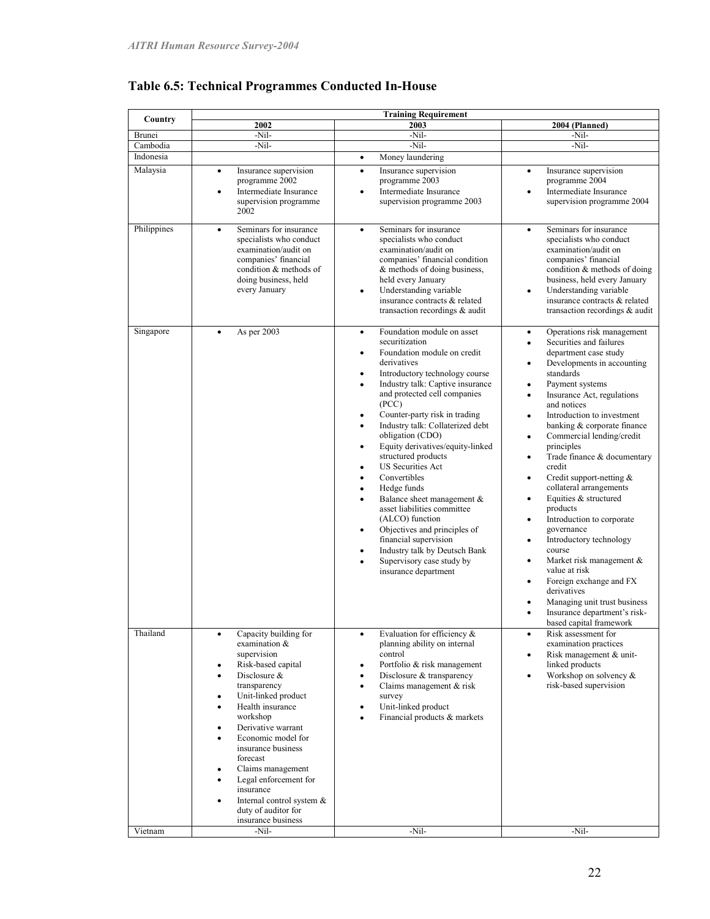## Table 6.5: Technical Programmes Conducted In-House

| Country | Training Requirement | | |
|---|---|---|---|
| | 2002 | 2003 | 2004 (Planned) |
| Brunei | -Nil- | -Nil- | -Nil- |
| Cambodia | -Nil- | -Nil- | -Nil- |
| Indonesia | | • Money laundering | |
| Malaysia | • Insurance supervision programme 2002<br>• Intermediate Insurance supervision programme 2002 | • Insurance supervision programme 2003<br>• Intermediate Insurance supervision programme 2003 | • Insurance supervision programme 2004<br>• Intermediate Insurance supervision programme 2004 |
| Philippines | • Seminars for insurance specialists who conduct examination/audit on companies' financial condition & methods of doing business, held every January | • Seminars for insurance specialists who conduct examination/audit on companies' financial condition & methods of doing business, held every January<br>• Understanding variable insurance contracts & related transaction recordings & audit | • Seminars for insurance specialists who conduct examination/audit on companies' financial condition & methods of doing business, held every January<br>• Understanding variable insurance contracts & related transaction recordings & audit |
| Singapore | • As per 2003 | • Foundation module on asset securitization<br>• Foundation module on credit derivatives<br>• Introductory technology course<br>• Industry talk: Captive insurance and protected cell companies (PCC)<br>• Counter-party risk in trading<br>• Industry talk: Collaterized debt obligation (CDO)<br>• Equity derivatives/equity-linked structured products<br>• US Securities Act<br>• Convertibles<br>• Hedge funds<br>• Balance sheet management & asset liabilities committee (ALCO) function<br>• Objectives and principles of financial supervision<br>• Industry talk by Deutsch Bank<br>• Supervisory case study by insurance department | • Operations risk management<br>• Securities and failures department case study<br>• Developments in accounting standards<br>• Payment systems<br>• Insurance Act, regulations and notices<br>• Introduction to investment banking & corporate finance<br>• Commercial lending/credit principles<br>• Trade finance & documentary credit<br>• Credit support-netting & collateral arrangements<br>• Equities & structured products<br>• Introduction to corporate governance<br>• Introductory technology course<br>• Market risk management & value at risk<br>• Foreign exchange and FX derivatives<br>• Managing unit trust business<br>• Insurance department's risk-based capital framework |
| Thailand | • Capacity building for examination & supervision<br>• Risk-based capital<br>• Disclosure & transparency<br>• Unit-linked product<br>• Health insurance workshop<br>• Derivative warrant<br>• Economic model for insurance business forecast<br>• Claims management<br>• Legal enforcement for insurance<br>• Internal control system & duty of auditor for insurance business | • Evaluation for efficiency & planning ability on internal control<br>• Portfolio & risk management<br>• Disclosure & transparency<br>• Claims management & risk survey<br>• Unit-linked product<br>• Financial products & markets | • Risk assessment for examination practices<br>• Risk management & unit-linked products<br>• Workshop on solvency & risk-based supervision |
| Vietnam | -Nil- | -Nil- | -Nil- |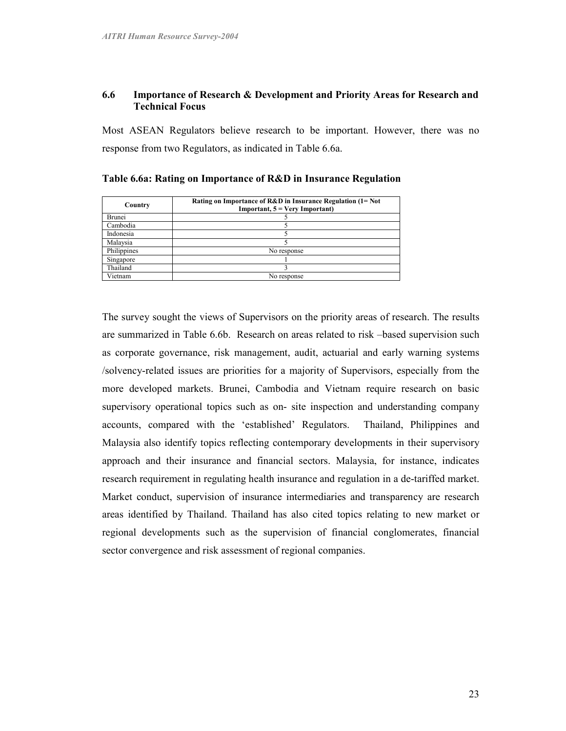## 6.6 Importance of Research & Development and Priority Areas for Research and Technical Focus

Most ASEAN Regulators believe research to be important. However, there was no response from two Regulators, as indicated in Table 6.6a.

**Table 6.6a: Rating on Importance of R&D in Insurance Regulation**

| Country | Rating on Importance of R&D in Insurance Regulation (1= Not Important, 5 = Very Important) |
|---|---|
| Brunei | 5 |
| Cambodia | 5 |
| Indonesia | 5 |
| Malaysia | 5 |
| Philippines | No response |
| Singapore | 1 |
| Thailand | 3 |
| Vietnam | No response |

The survey sought the views of Supervisors on the priority areas of research. The results are summarized in Table 6.6b. Research on areas related to risk –based supervision such as corporate governance, risk management, audit, actuarial and early warning systems /solvency-related issues are priorities for a majority of Supervisors, especially from the more developed markets. Brunei, Cambodia and Vietnam require research on basic supervisory operational topics such as on- site inspection and understanding company accounts, compared with the 'established' Regulators. Thailand, Philippines and Malaysia also identify topics reflecting contemporary developments in their supervisory approach and their insurance and financial sectors. Malaysia, for instance, indicates research requirement in regulating health insurance and regulation in a de-tariffed market. Market conduct, supervision of insurance intermediaries and transparency are research areas identified by Thailand. Thailand has also cited topics relating to new market or regional developments such as the supervision of financial conglomerates, financial sector convergence and risk assessment of regional companies.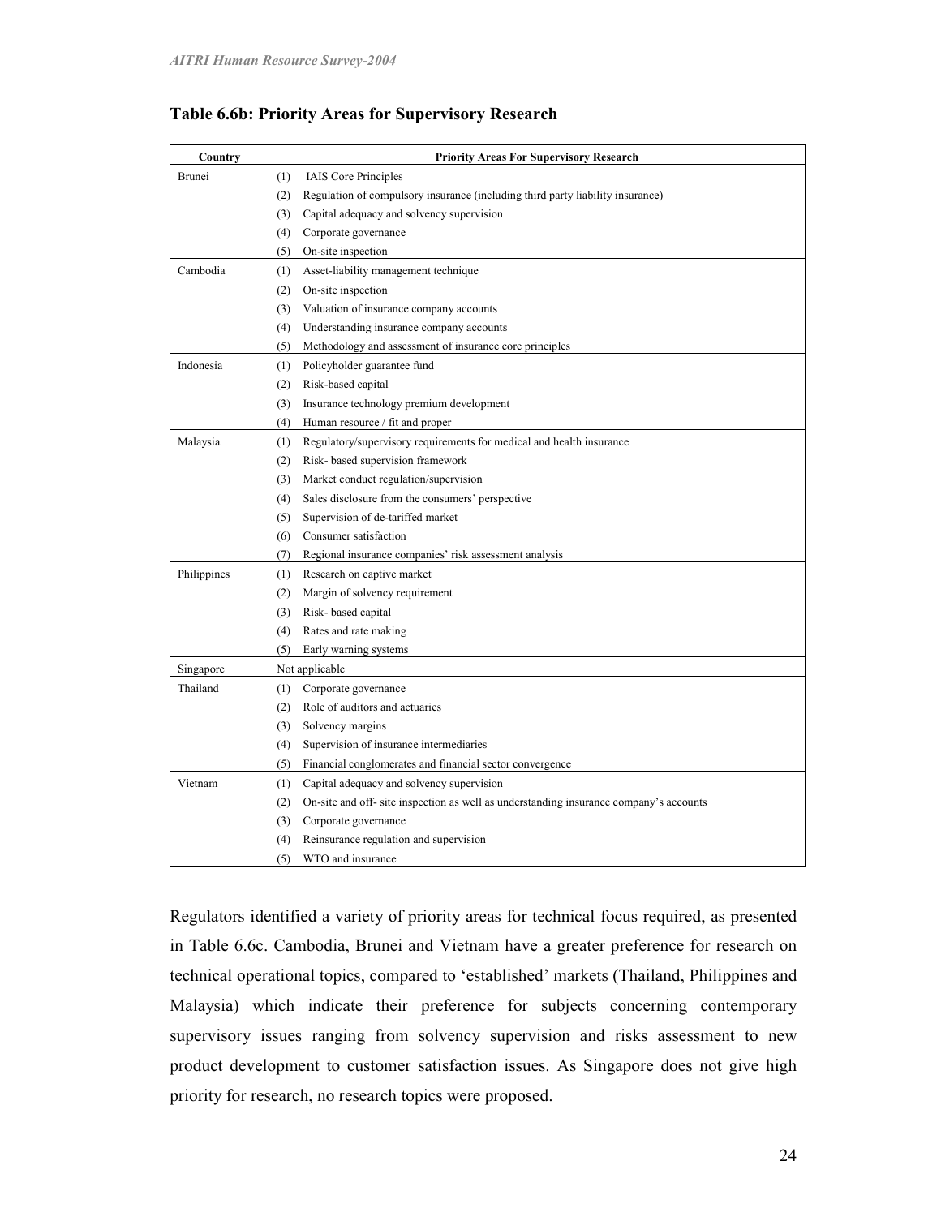**Table 6.6b: Priority Areas for Supervisory Research**

| Country | Priority Areas For Supervisory Research |
|---|---|
| Brunei | (1) IAIS Core Principles |
| | (2) Regulation of compulsory insurance (including third party liability insurance) |
| | (3) Capital adequacy and solvency supervision |
| | (4) Corporate governance |
| | (5) On-site inspection |
| Cambodia | (1) Asset-liability management technique |
| | (2) On-site inspection |
| | (3) Valuation of insurance company accounts |
| | (4) Understanding insurance company accounts |
| | (5) Methodology and assessment of insurance core principles |
| Indonesia | (1) Policyholder guarantee fund |
| | (2) Risk-based capital |
| | (3) Insurance technology premium development |
| | (4) Human resource / fit and proper |
| Malaysia | (1) Regulatory/supervisory requirements for medical and health insurance |
| | (2) Risk- based supervision framework |
| | (3) Market conduct regulation/supervision |
| | (4) Sales disclosure from the consumers' perspective |
| | (5) Supervision of de-tariffed market |
| | (6) Consumer satisfaction |
| | (7) Regional insurance companies' risk assessment analysis |
| Philippines | (1) Research on captive market |
| | (2) Margin of solvency requirement |
| | (3) Risk- based capital |
| | (4) Rates and rate making |
| | (5) Early warning systems |
| Singapore | Not applicable |
| Thailand | (1) Corporate governance |
| | (2) Role of auditors and actuaries |
| | (3) Solvency margins |
| | (4) Supervision of insurance intermediaries |
| | (5) Financial conglomerates and financial sector convergence |
| Vietnam | (1) Capital adequacy and solvency supervision |
| | (2) On-site and off- site inspection as well as understanding insurance company's accounts |
| | (3) Corporate governance |
| | (4) Reinsurance regulation and supervision |
| | (5) WTO and insurance |

Regulators identified a variety of priority areas for technical focus required, as presented in Table 6.6c. Cambodia, Brunei and Vietnam have a greater preference for research on technical operational topics, compared to 'established' markets (Thailand, Philippines and Malaysia) which indicate their preference for subjects concerning contemporary supervisory issues ranging from solvency supervision and risks assessment to new product development to customer satisfaction issues. As Singapore does not give high priority for research, no research topics were proposed.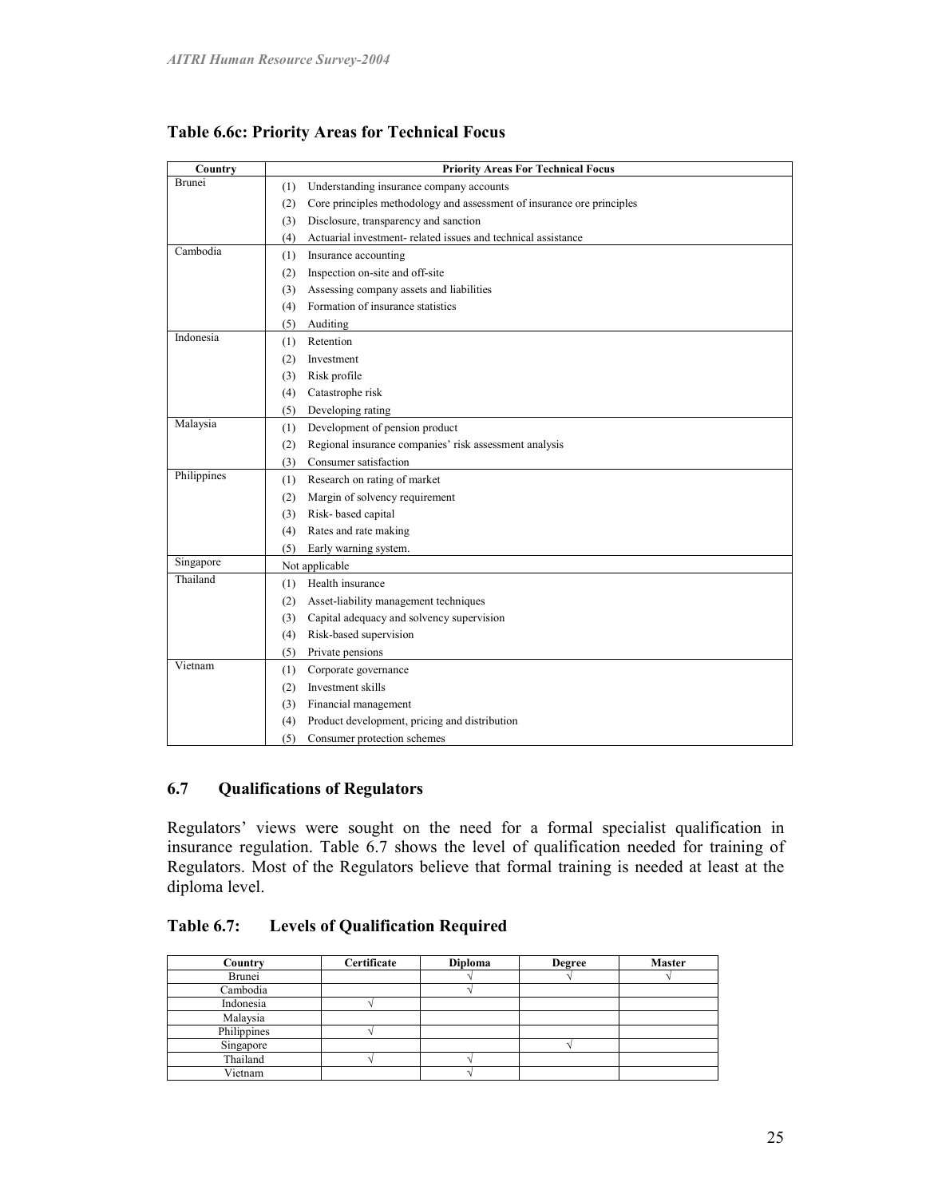### Table 6.6c: Priority Areas for Technical Focus

| Country | Priority Areas For Technical Focus |
|---|---|
| Brunei | (1) Understanding insurance company accounts<br>(2) Core principles methodology and assessment of insurance ore principles<br>(3) Disclosure, transparency and sanction<br>(4) Actuarial investment- related issues and technical assistance |
| Cambodia | (1) Insurance accounting<br>(2) Inspection on-site and off-site<br>(3) Assessing company assets and liabilities<br>(4) Formation of insurance statistics<br>(5) Auditing |
| Indonesia | (1) Retention<br>(2) Investment<br>(3) Risk profile<br>(4) Catastrophe risk<br>(5) Developing rating |
| Malaysia | (1) Development of pension product<br>(2) Regional insurance companies' risk assessment analysis<br>(3) Consumer satisfaction |
| Philippines | (1) Research on rating of market<br>(2) Margin of solvency requirement<br>(3) Risk- based capital<br>(4) Rates and rate making<br>(5) Early warning system. |
| Singapore | Not applicable |
| Thailand | (1) Health insurance<br>(2) Asset-liability management techniques<br>(3) Capital adequacy and solvency supervision<br>(4) Risk-based supervision<br>(5) Private pensions |
| Vietnam | (1) Corporate governance<br>(2) Investment skills<br>(3) Financial management<br>(4) Product development, pricing and distribution<br>(5) Consumer protection schemes |

## 6.7 Qualifications of Regulators

Regulators' views were sought on the need for a formal specialist qualification in insurance regulation. Table 6.7 shows the level of qualification needed for training of Regulators. Most of the Regulators believe that formal training is needed at least at the diploma level.

### Table 6.7: Levels of Qualification Required

| Country | Certificate | Diploma | Degree | Master |
|---|---|---|---|---|
| Brunei | | √ | √ | √ |
| Cambodia | | √ | | |
| Indonesia | √ | | | |
| Malaysia | | | | |
| Philippines | √ | | | |
| Singapore | | | √ | |
| Thailand | √ | √ | | |
| Vietnam | | √ | | |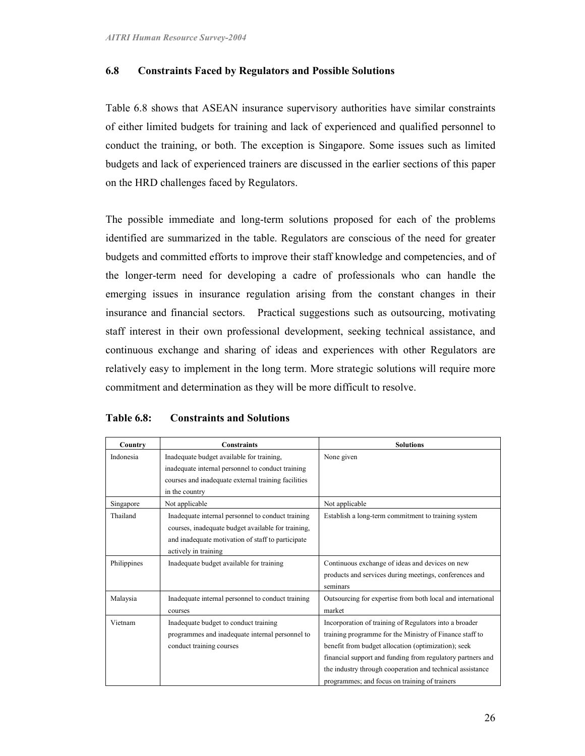## 6.8 Constraints Faced by Regulators and Possible Solutions

Table 6.8 shows that ASEAN insurance supervisory authorities have similar constraints of either limited budgets for training and lack of experienced and qualified personnel to conduct the training, or both. The exception is Singapore. Some issues such as limited budgets and lack of experienced trainers are discussed in the earlier sections of this paper on the HRD challenges faced by Regulators.

The possible immediate and long-term solutions proposed for each of the problems identified are summarized in the table. Regulators are conscious of the need for greater budgets and committed efforts to improve their staff knowledge and competencies, and of the longer-term need for developing a cadre of professionals who can handle the emerging issues in insurance regulation arising from the constant changes in their insurance and financial sectors. Practical suggestions such as outsourcing, motivating staff interest in their own professional development, seeking technical assistance, and continuous exchange and sharing of ideas and experiences with other Regulators are relatively easy to implement in the long term. More strategic solutions will require more commitment and determination as they will be more difficult to resolve.

**Table 6.8: Constraints and Solutions**

| Country | Constraints | Solutions |
|---|---|---|
| Indonesia | Inadequate budget available for training, inadequate internal personnel to conduct training courses and inadequate external training facilities in the country | None given |
| Singapore | Not applicable | Not applicable |
| Thailand | Inadequate internal personnel to conduct training courses, inadequate budget available for training, and inadequate motivation of staff to participate actively in training | Establish a long-term commitment to training system |
| Philippines | Inadequate budget available for training | Continuous exchange of ideas and devices on new products and services during meetings, conferences and seminars |
| Malaysia | Inadequate internal personnel to conduct training courses | Outsourcing for expertise from both local and international market |
| Vietnam | Inadequate budget to conduct training programmes and inadequate internal personnel to conduct training courses | Incorporation of training of Regulators into a broader training programme for the Ministry of Finance staff to benefit from budget allocation (optimization); seek financial support and funding from regulatory partners and the industry through cooperation and technical assistance programmes; and focus on training of trainers |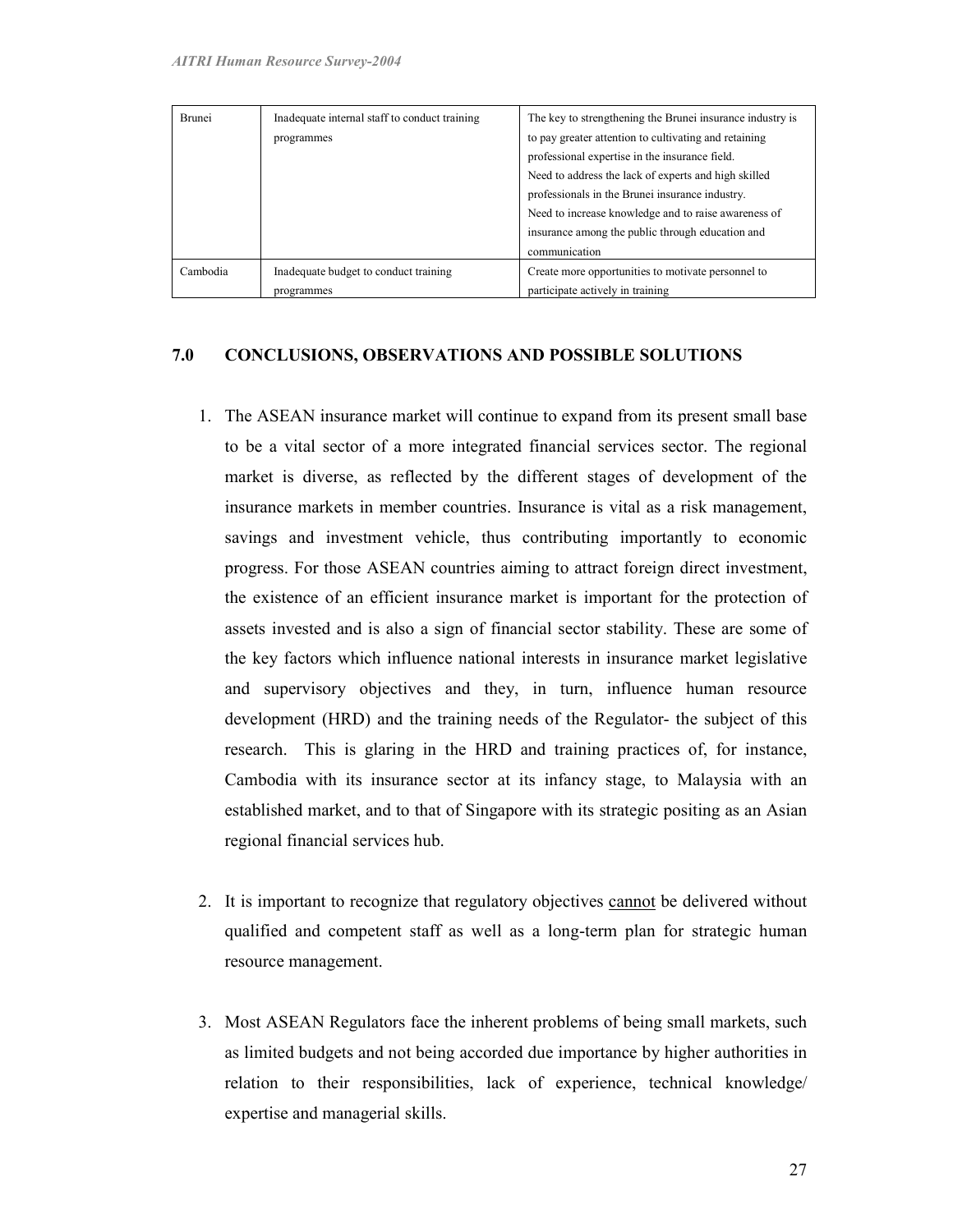| | | |
|---|---|---|
| Brunei | Inadequate internal staff to conduct training programmes | The key to strengthening the Brunei insurance industry is to pay greater attention to cultivating and retaining professional expertise in the insurance field.<br>Need to address the lack of experts and high skilled professionals in the Brunei insurance industry.<br>Need to increase knowledge and to raise awareness of insurance among the public through education and communication |
| Cambodia | Inadequate budget to conduct training programmes | Create more opportunities to motivate personnel to participate actively in training |

## 7.0 CONCLUSIONS, OBSERVATIONS AND POSSIBLE SOLUTIONS

1. The ASEAN insurance market will continue to expand from its present small base to be a vital sector of a more integrated financial services sector. The regional market is diverse, as reflected by the different stages of development of the insurance markets in member countries. Insurance is vital as a risk management, savings and investment vehicle, thus contributing importantly to economic progress. For those ASEAN countries aiming to attract foreign direct investment, the existence of an efficient insurance market is important for the protection of assets invested and is also a sign of financial sector stability. These are some of the key factors which influence national interests in insurance market legislative and supervisory objectives and they, in turn, influence human resource development (HRD) and the training needs of the Regulator- the subject of this research. This is glaring in the HRD and training practices of, for instance, Cambodia with its insurance sector at its infancy stage, to Malaysia with an established market, and to that of Singapore with its strategic positing as an Asian regional financial services hub.

2. It is important to recognize that regulatory objectives <u>cannot</u> be delivered without qualified and competent staff as well as a long-term plan for strategic human resource management.

3. Most ASEAN Regulators face the inherent problems of being small markets, such as limited budgets and not being accorded due importance by higher authorities in relation to their responsibilities, lack of experience, technical knowledge/ expertise and managerial skills.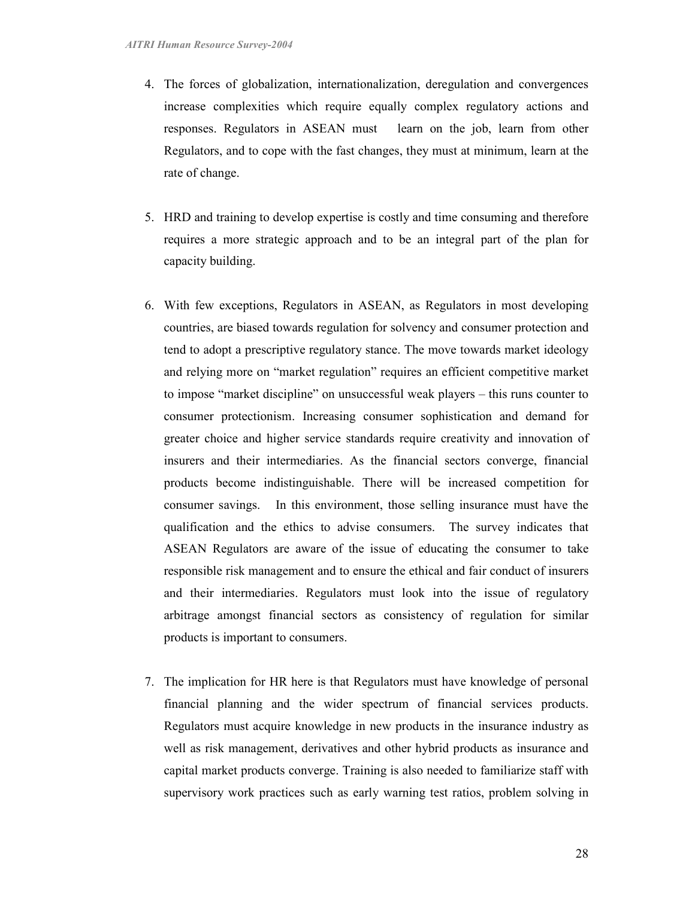4. The forces of globalization, internationalization, deregulation and convergences increase complexities which require equally complex regulatory actions and responses. Regulators in ASEAN must learn on the job, learn from other Regulators, and to cope with the fast changes, they must at minimum, learn at the rate of change.

5. HRD and training to develop expertise is costly and time consuming and therefore requires a more strategic approach and to be an integral part of the plan for capacity building.

6. With few exceptions, Regulators in ASEAN, as Regulators in most developing countries, are biased towards regulation for solvency and consumer protection and tend to adopt a prescriptive regulatory stance. The move towards market ideology and relying more on "market regulation" requires an efficient competitive market to impose "market discipline" on unsuccessful weak players – this runs counter to consumer protectionism. Increasing consumer sophistication and demand for greater choice and higher service standards require creativity and innovation of insurers and their intermediaries. As the financial sectors converge, financial products become indistinguishable. There will be increased competition for consumer savings. In this environment, those selling insurance must have the qualification and the ethics to advise consumers. The survey indicates that ASEAN Regulators are aware of the issue of educating the consumer to take responsible risk management and to ensure the ethical and fair conduct of insurers and their intermediaries. Regulators must look into the issue of regulatory arbitrage amongst financial sectors as consistency of regulation for similar products is important to consumers.

7. The implication for HR here is that Regulators must have knowledge of personal financial planning and the wider spectrum of financial services products. Regulators must acquire knowledge in new products in the insurance industry as well as risk management, derivatives and other hybrid products as insurance and capital market products converge. Training is also needed to familiarize staff with supervisory work practices such as early warning test ratios, problem solving in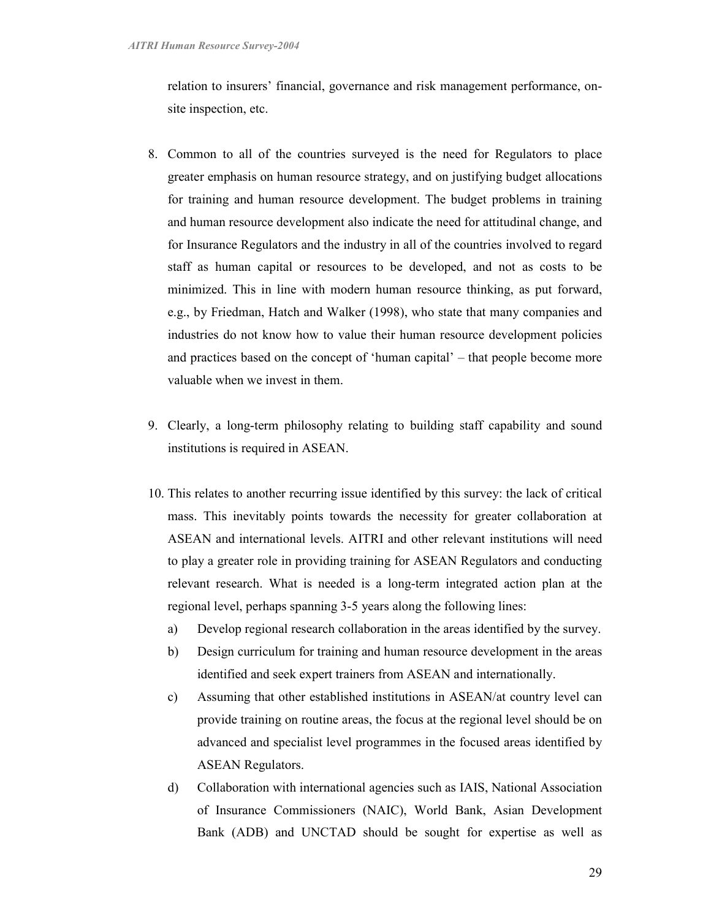relation to insurers' financial, governance and risk management performance, on-site inspection, etc.

8. Common to all of the countries surveyed is the need for Regulators to place greater emphasis on human resource strategy, and on justifying budget allocations for training and human resource development. The budget problems in training and human resource development also indicate the need for attitudinal change, and for Insurance Regulators and the industry in all of the countries involved to regard staff as human capital or resources to be developed, and not as costs to be minimized. This in line with modern human resource thinking, as put forward, e.g., by Friedman, Hatch and Walker (1998), who state that many companies and industries do not know how to value their human resource development policies and practices based on the concept of 'human capital' – that people become more valuable when we invest in them.

9. Clearly, a long-term philosophy relating to building staff capability and sound institutions is required in ASEAN.

10. This relates to another recurring issue identified by this survey: the lack of critical mass. This inevitably points towards the necessity for greater collaboration at ASEAN and international levels. AITRI and other relevant institutions will need to play a greater role in providing training for ASEAN Regulators and conducting relevant research. What is needed is a long-term integrated action plan at the regional level, perhaps spanning 3-5 years along the following lines:
    a) Develop regional research collaboration in the areas identified by the survey.
    b) Design curriculum for training and human resource development in the areas identified and seek expert trainers from ASEAN and internationally.
    c) Assuming that other established institutions in ASEAN/at country level can provide training on routine areas, the focus at the regional level should be on advanced and specialist level programmes in the focused areas identified by ASEAN Regulators.
    d) Collaboration with international agencies such as IAIS, National Association of Insurance Commissioners (NAIC), World Bank, Asian Development Bank (ADB) and UNCTAD should be sought for expertise as well as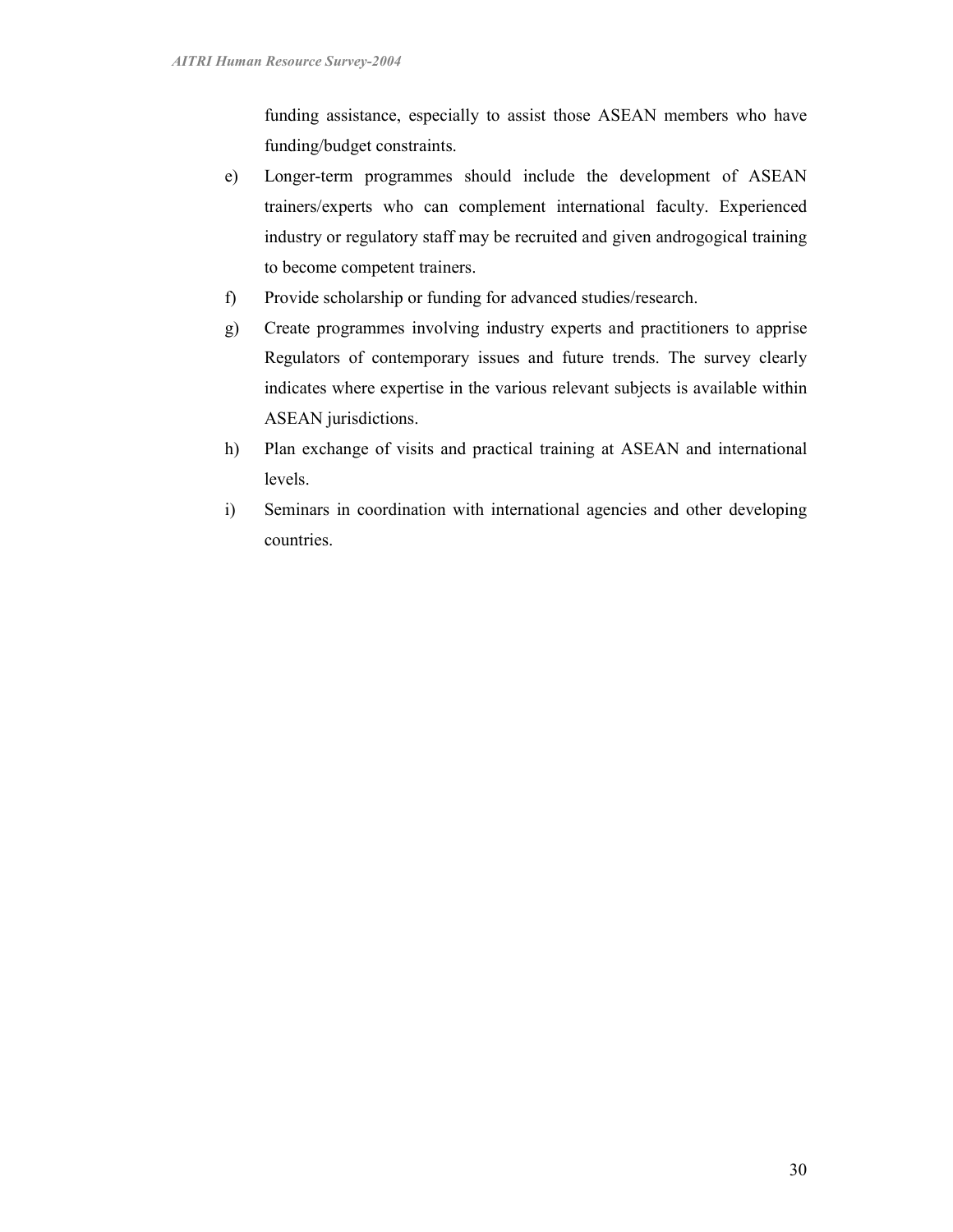funding assistance, especially to assist those ASEAN members who have funding/budget constraints.

e) Longer-term programmes should include the development of ASEAN trainers/experts who can complement international faculty. Experienced industry or regulatory staff may be recruited and given androgogical training to become competent trainers.

f) Provide scholarship or funding for advanced studies/research.

g) Create programmes involving industry experts and practitioners to apprise Regulators of contemporary issues and future trends. The survey clearly indicates where expertise in the various relevant subjects is available within ASEAN jurisdictions.

h) Plan exchange of visits and practical training at ASEAN and international levels.

i) Seminars in coordination with international agencies and other developing countries.